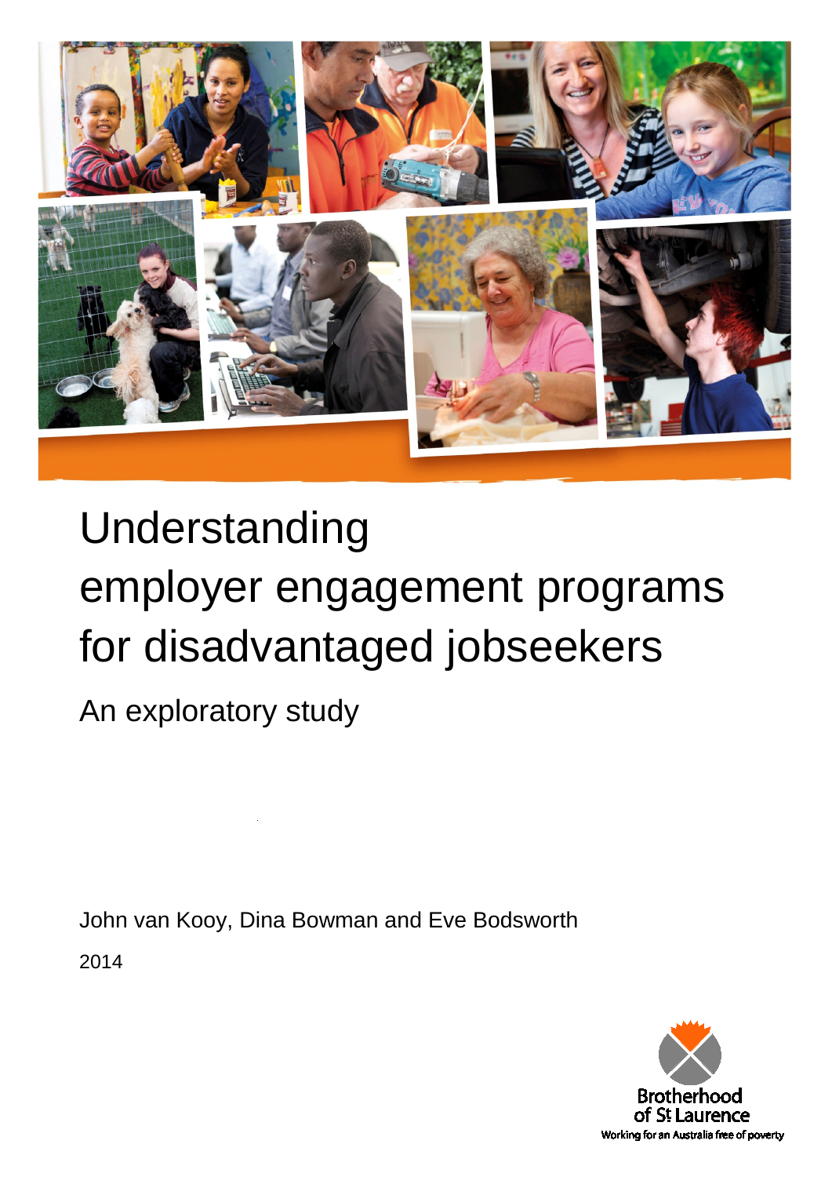# Understanding employer engagement programs for disadvantaged jobseekers

## An exploratory study

John van Kooy, Dina Bowman and Eve Bodsworth

2014

Brotherhood of St Laurence

Working for an Australia free of poverty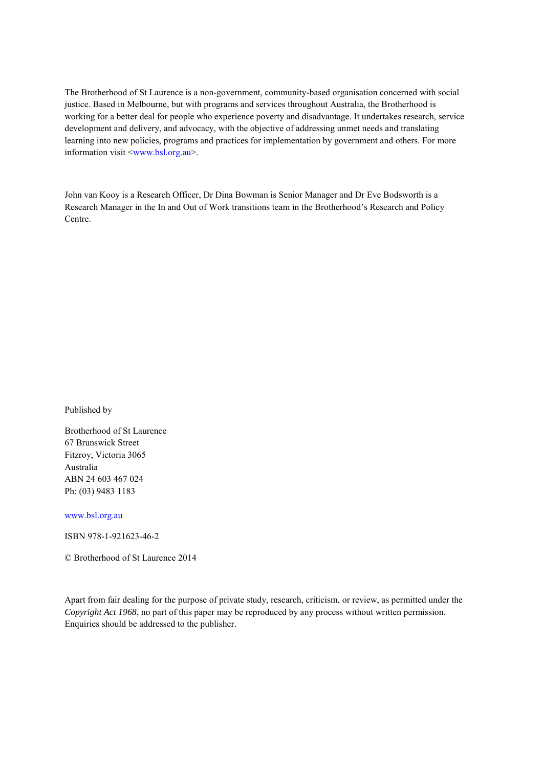The Brotherhood of St Laurence is a non-government, community-based organisation concerned with social justice. Based in Melbourne, but with programs and services throughout Australia, the Brotherhood is working for a better deal for people who experience poverty and disadvantage. It undertakes research, service development and delivery, and advocacy, with the objective of addressing unmet needs and translating learning into new policies, programs and practices for implementation by government and others. For more information visit <www.bsl.org.au>.

John van Kooy is a Research Officer, Dr Dina Bowman is Senior Manager and Dr Eve Bodsworth is a Research Manager in the In and Out of Work transitions team in the Brotherhood's Research and Policy Centre.

Published by

Brotherhood of St Laurence
67 Brunswick Street
Fitzroy, Victoria 3065
Australia
ABN 24 603 467 024
Ph: (03) 9483 1183

www.bsl.org.au

ISBN 978-1-921623-46-2

© Brotherhood of St Laurence 2014

Apart from fair dealing for the purpose of private study, research, criticism, or review, as permitted under the *Copyright Act 1968*, no part of this paper may be reproduced by any process without written permission. Enquiries should be addressed to the publisher.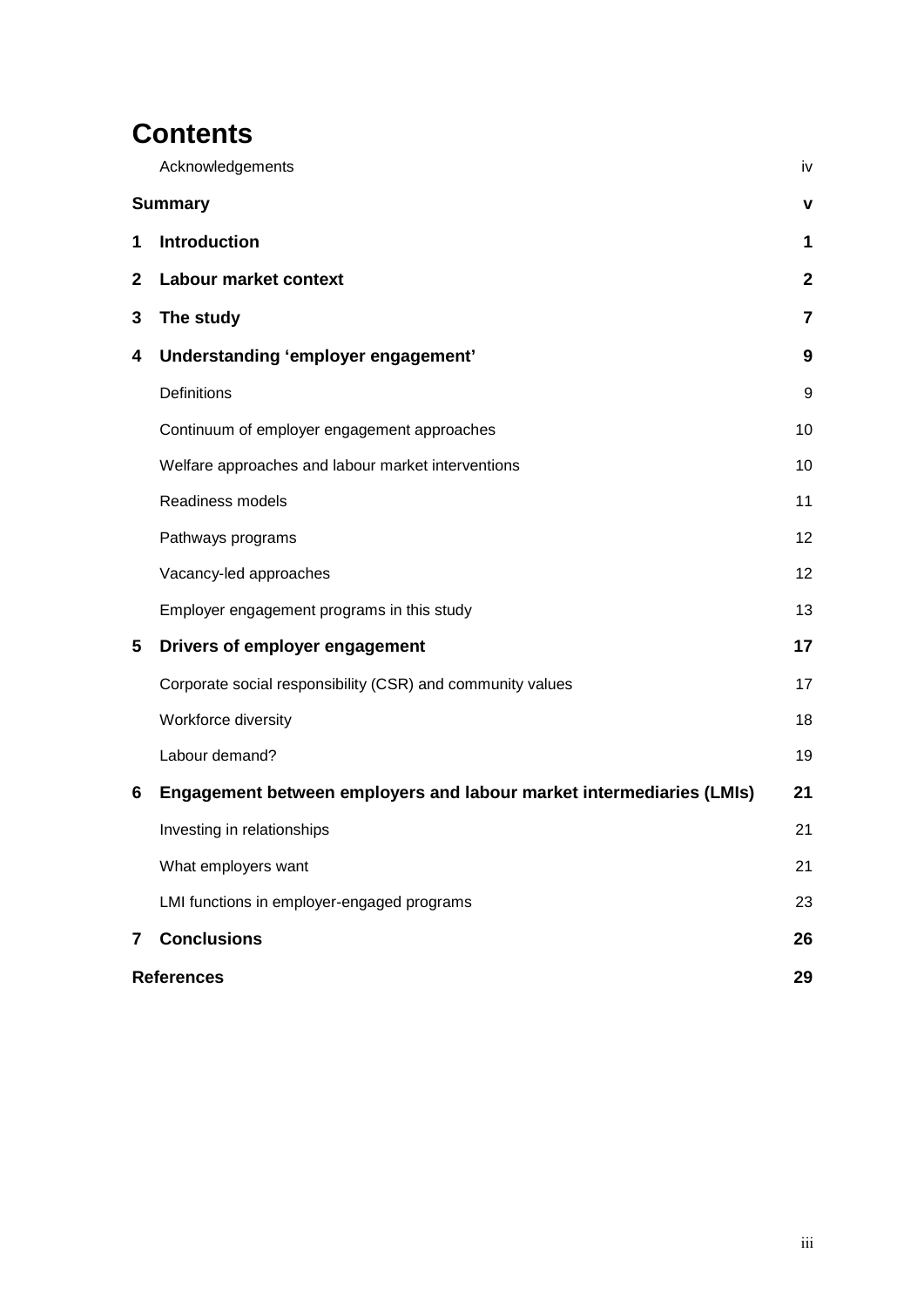# Contents

| | | |
|---|---|---|
| | Acknowledgements | iv |
| **Summary** | | **v** |
| **1** | **Introduction** | **1** |
| **2** | **Labour market context** | **2** |
| **3** | **The study** | **7** |
| **4** | **Understanding 'employer engagement'** | **9** |
| | Definitions | 9 |
| | Continuum of employer engagement approaches | 10 |
| | Welfare approaches and labour market interventions | 10 |
| | Readiness models | 11 |
| | Pathways programs | 12 |
| | Vacancy-led approaches | 12 |
| | Employer engagement programs in this study | 13 |
| **5** | **Drivers of employer engagement** | **17** |
| | Corporate social responsibility (CSR) and community values | 17 |
| | Workforce diversity | 18 |
| | Labour demand? | 19 |
| **6** | **Engagement between employers and labour market intermediaries (LMIs)** | **21** |
| | Investing in relationships | 21 |
| | What employers want | 21 |
| | LMI functions in employer-engaged programs | 23 |
| **7** | **Conclusions** | **26** |
| **References** | | **29** |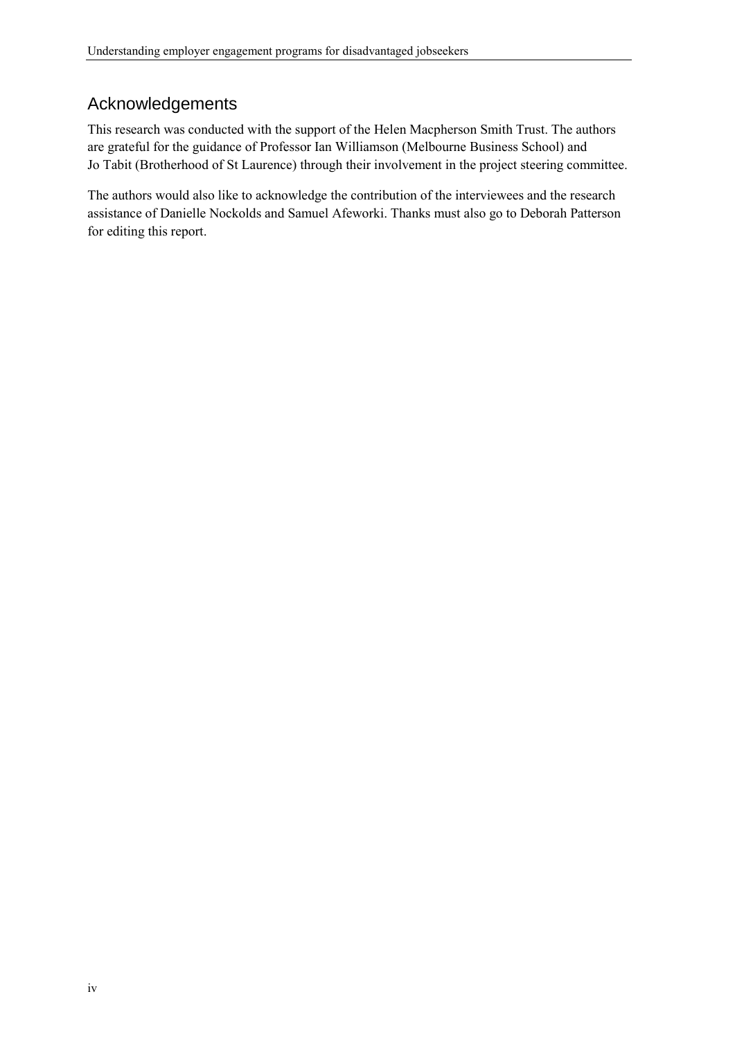## Acknowledgements

This research was conducted with the support of the Helen Macpherson Smith Trust. The authors are grateful for the guidance of Professor Ian Williamson (Melbourne Business School) and Jo Tabit (Brotherhood of St Laurence) through their involvement in the project steering committee.

The authors would also like to acknowledge the contribution of the interviewees and the research assistance of Danielle Nockolds and Samuel Afeworki. Thanks must also go to Deborah Patterson for editing this report.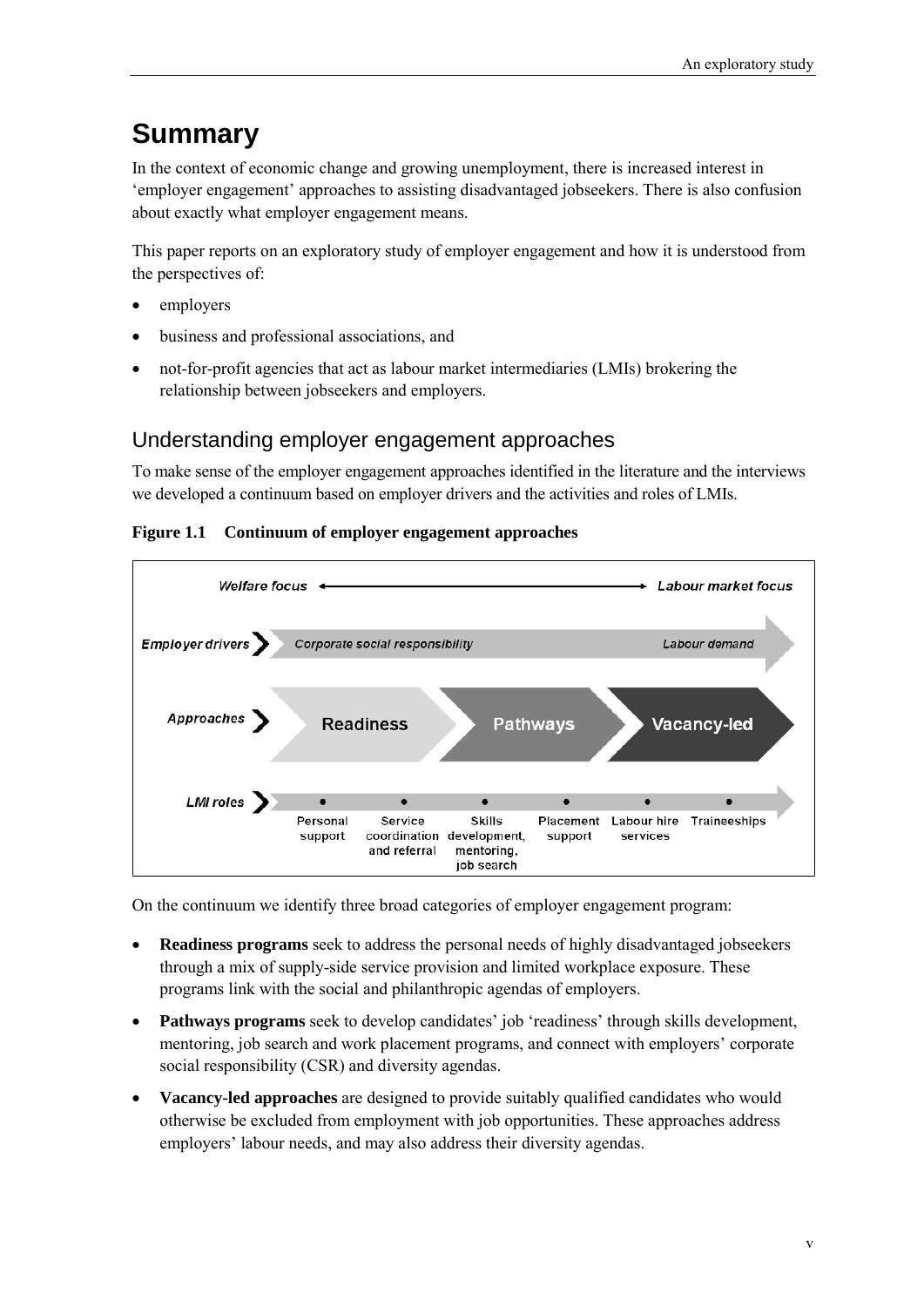# Summary

In the context of economic change and growing unemployment, there is increased interest in 'employer engagement' approaches to assisting disadvantaged jobseekers. There is also confusion about exactly what employer engagement means.

This paper reports on an exploratory study of employer engagement and how it is understood from the perspectives of:

- employers
- business and professional associations, and
- not-for-profit agencies that act as labour market intermediaries (LMIs) brokering the relationship between jobseekers and employers.

## Understanding employer engagement approaches

To make sense of the employer engagement approaches identified in the literature and the interviews we developed a continuum based on employer drivers and the activities and roles of LMIs.

**Figure 1.1 Continuum of employer engagement approaches**

On the continuum we identify three broad categories of employer engagement program:

- **Readiness programs** seek to address the personal needs of highly disadvantaged jobseekers through a mix of supply-side service provision and limited workplace exposure. These programs link with the social and philanthropic agendas of employers.
- **Pathways programs** seek to develop candidates' job 'readiness' through skills development, mentoring, job search and work placement programs, and connect with employers' corporate social responsibility (CSR) and diversity agendas.
- **Vacancy-led approaches** are designed to provide suitably qualified candidates who would otherwise be excluded from employment with job opportunities. These approaches address employers' labour needs, and may also address their diversity agendas.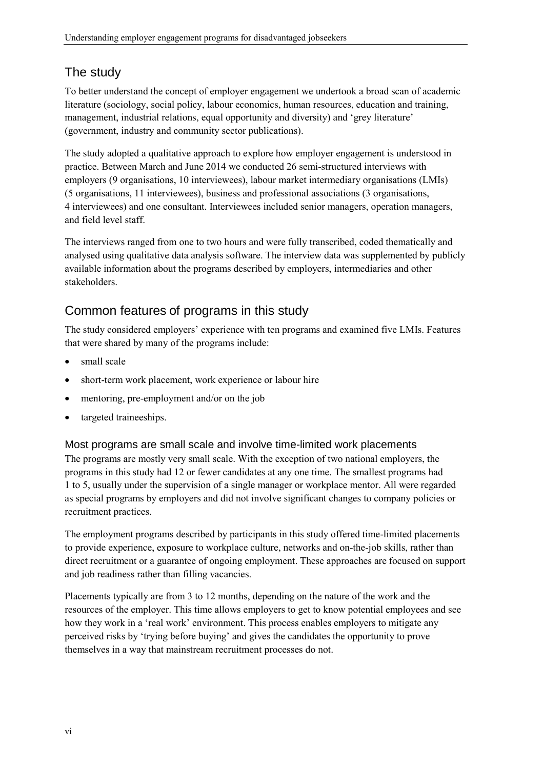## The study

To better understand the concept of employer engagement we undertook a broad scan of academic literature (sociology, social policy, labour economics, human resources, education and training, management, industrial relations, equal opportunity and diversity) and 'grey literature' (government, industry and community sector publications).

The study adopted a qualitative approach to explore how employer engagement is understood in practice. Between March and June 2014 we conducted 26 semi-structured interviews with employers (9 organisations, 10 interviewees), labour market intermediary organisations (LMIs) (5 organisations, 11 interviewees), business and professional associations (3 organisations, 4 interviewees) and one consultant. Interviewees included senior managers, operation managers, and field level staff.

The interviews ranged from one to two hours and were fully transcribed, coded thematically and analysed using qualitative data analysis software. The interview data was supplemented by publicly available information about the programs described by employers, intermediaries and other stakeholders.

## Common features of programs in this study

The study considered employers' experience with ten programs and examined five LMIs. Features that were shared by many of the programs include:

- small scale
- short-term work placement, work experience or labour hire
- mentoring, pre-employment and/or on the job
- targeted traineeships.

### Most programs are small scale and involve time-limited work placements

The programs are mostly very small scale. With the exception of two national employers, the programs in this study had 12 or fewer candidates at any one time. The smallest programs had 1 to 5, usually under the supervision of a single manager or workplace mentor. All were regarded as special programs by employers and did not involve significant changes to company policies or recruitment practices.

The employment programs described by participants in this study offered time-limited placements to provide experience, exposure to workplace culture, networks and on-the-job skills, rather than direct recruitment or a guarantee of ongoing employment. These approaches are focused on support and job readiness rather than filling vacancies.

Placements typically are from 3 to 12 months, depending on the nature of the work and the resources of the employer. This time allows employers to get to know potential employees and see how they work in a 'real work' environment. This process enables employers to mitigate any perceived risks by 'trying before buying' and gives the candidates the opportunity to prove themselves in a way that mainstream recruitment processes do not.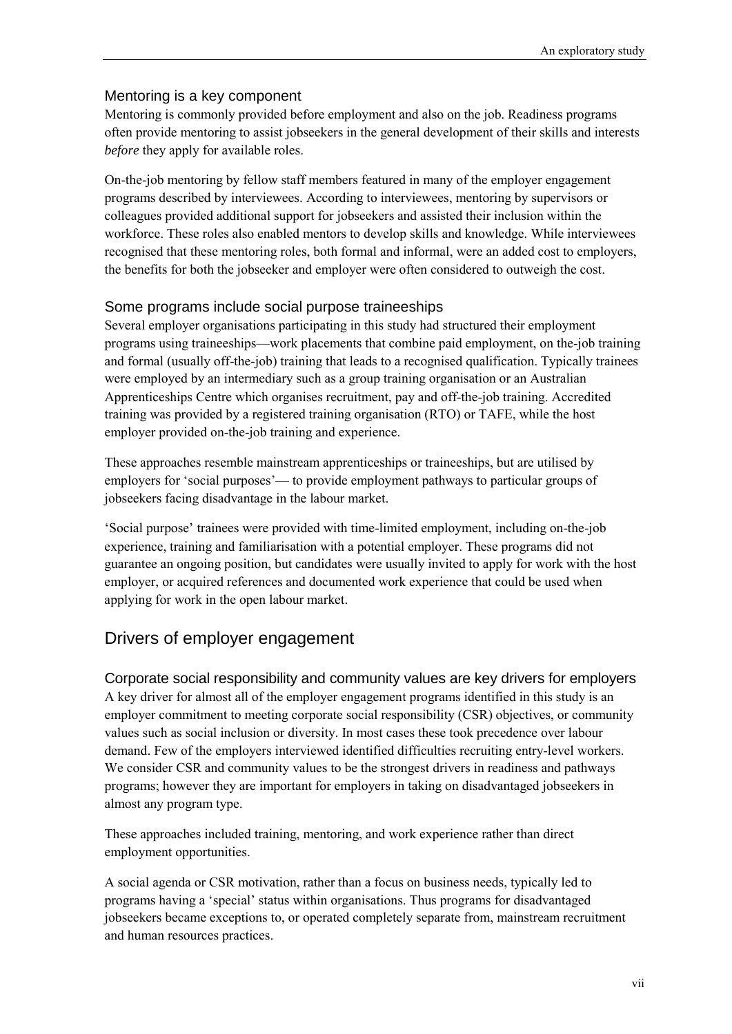### Mentoring is a key component

Mentoring is commonly provided before employment and also on the job. Readiness programs often provide mentoring to assist jobseekers in the general development of their skills and interests *before* they apply for available roles.

On-the-job mentoring by fellow staff members featured in many of the employer engagement programs described by interviewees. According to interviewees, mentoring by supervisors or colleagues provided additional support for jobseekers and assisted their inclusion within the workforce. These roles also enabled mentors to develop skills and knowledge. While interviewees recognised that these mentoring roles, both formal and informal, were an added cost to employers, the benefits for both the jobseeker and employer were often considered to outweigh the cost.

### Some programs include social purpose traineeships

Several employer organisations participating in this study had structured their employment programs using traineeships—work placements that combine paid employment, on the-job training and formal (usually off-the-job) training that leads to a recognised qualification. Typically trainees were employed by an intermediary such as a group training organisation or an Australian Apprenticeships Centre which organises recruitment, pay and off-the-job training. Accredited training was provided by a registered training organisation (RTO) or TAFE, while the host employer provided on-the-job training and experience.

These approaches resemble mainstream apprenticeships or traineeships, but are utilised by employers for 'social purposes'— to provide employment pathways to particular groups of jobseekers facing disadvantage in the labour market.

'Social purpose' trainees were provided with time-limited employment, including on-the-job experience, training and familiarisation with a potential employer. These programs did not guarantee an ongoing position, but candidates were usually invited to apply for work with the host employer, or acquired references and documented work experience that could be used when applying for work in the open labour market.

## Drivers of employer engagement

### Corporate social responsibility and community values are key drivers for employers

A key driver for almost all of the employer engagement programs identified in this study is an employer commitment to meeting corporate social responsibility (CSR) objectives, or community values such as social inclusion or diversity. In most cases these took precedence over labour demand. Few of the employers interviewed identified difficulties recruiting entry-level workers. We consider CSR and community values to be the strongest drivers in readiness and pathways programs; however they are important for employers in taking on disadvantaged jobseekers in almost any program type.

These approaches included training, mentoring, and work experience rather than direct employment opportunities.

A social agenda or CSR motivation, rather than a focus on business needs, typically led to programs having a 'special' status within organisations. Thus programs for disadvantaged jobseekers became exceptions to, or operated completely separate from, mainstream recruitment and human resources practices.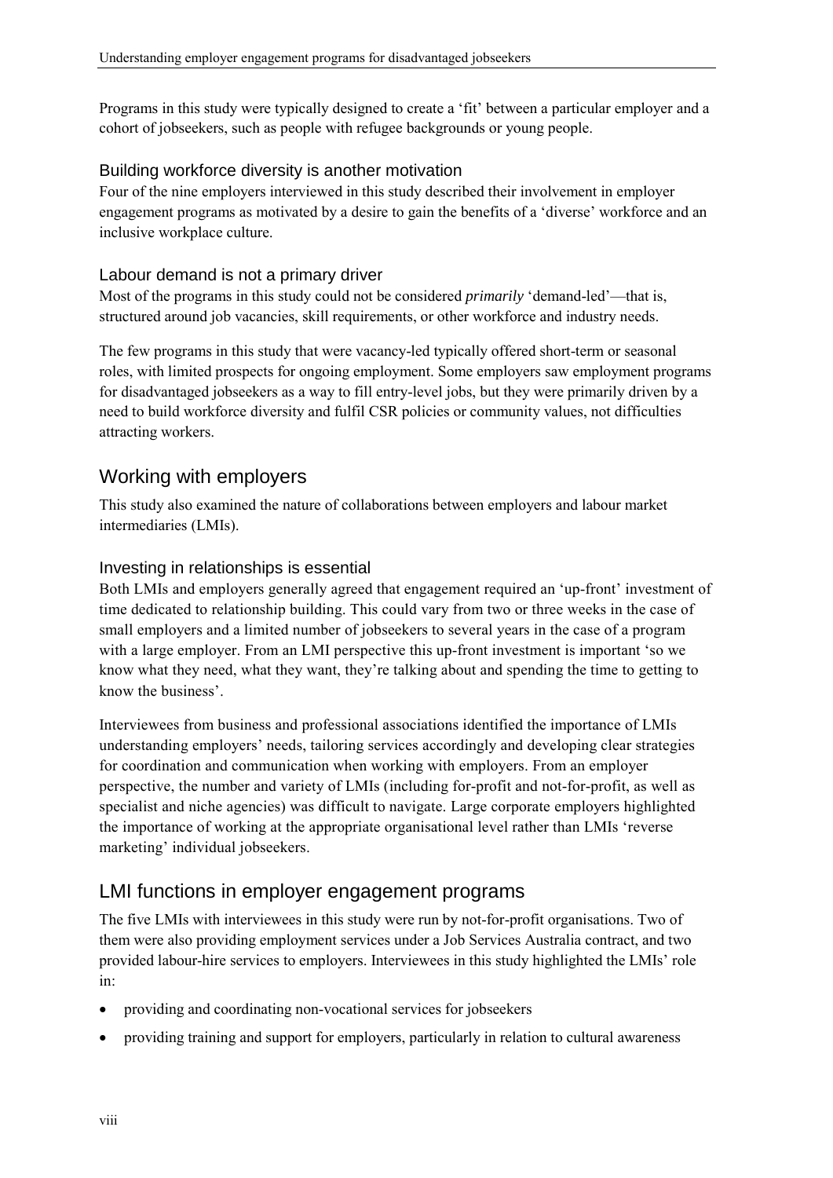Programs in this study were typically designed to create a 'fit' between a particular employer and a cohort of jobseekers, such as people with refugee backgrounds or young people.

### Building workforce diversity is another motivation

Four of the nine employers interviewed in this study described their involvement in employer engagement programs as motivated by a desire to gain the benefits of a 'diverse' workforce and an inclusive workplace culture.

### Labour demand is not a primary driver

Most of the programs in this study could not be considered *primarily* 'demand-led'—that is, structured around job vacancies, skill requirements, or other workforce and industry needs.

The few programs in this study that were vacancy-led typically offered short-term or seasonal roles, with limited prospects for ongoing employment. Some employers saw employment programs for disadvantaged jobseekers as a way to fill entry-level jobs, but they were primarily driven by a need to build workforce diversity and fulfil CSR policies or community values, not difficulties attracting workers.

## Working with employers

This study also examined the nature of collaborations between employers and labour market intermediaries (LMIs).

### Investing in relationships is essential

Both LMIs and employers generally agreed that engagement required an 'up-front' investment of time dedicated to relationship building. This could vary from two or three weeks in the case of small employers and a limited number of jobseekers to several years in the case of a program with a large employer. From an LMI perspective this up-front investment is important 'so we know what they need, what they want, they're talking about and spending the time to getting to know the business'.

Interviewees from business and professional associations identified the importance of LMIs understanding employers' needs, tailoring services accordingly and developing clear strategies for coordination and communication when working with employers. From an employer perspective, the number and variety of LMIs (including for-profit and not-for-profit, as well as specialist and niche agencies) was difficult to navigate. Large corporate employers highlighted the importance of working at the appropriate organisational level rather than LMIs 'reverse marketing' individual jobseekers.

## LMI functions in employer engagement programs

The five LMIs with interviewees in this study were run by not-for-profit organisations. Two of them were also providing employment services under a Job Services Australia contract, and two provided labour-hire services to employers. Interviewees in this study highlighted the LMIs' role in:

- providing and coordinating non-vocational services for jobseekers
- providing training and support for employers, particularly in relation to cultural awareness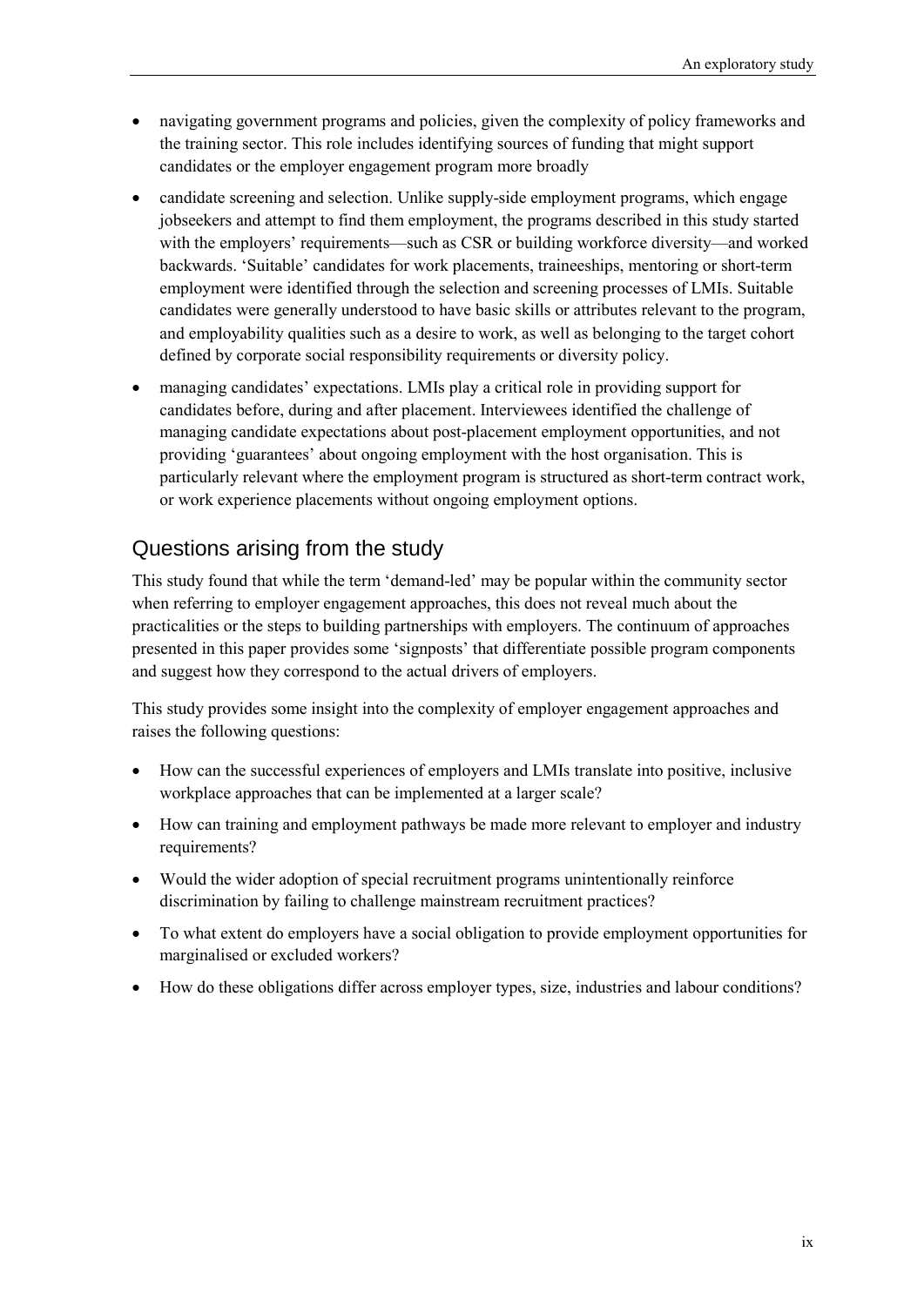- navigating government programs and policies, given the complexity of policy frameworks and the training sector. This role includes identifying sources of funding that might support candidates or the employer engagement program more broadly
- candidate screening and selection. Unlike supply-side employment programs, which engage jobseekers and attempt to find them employment, the programs described in this study started with the employers' requirements—such as CSR or building workforce diversity—and worked backwards. 'Suitable' candidates for work placements, traineeships, mentoring or short-term employment were identified through the selection and screening processes of LMIs. Suitable candidates were generally understood to have basic skills or attributes relevant to the program, and employability qualities such as a desire to work, as well as belonging to the target cohort defined by corporate social responsibility requirements or diversity policy.
- managing candidates' expectations. LMIs play a critical role in providing support for candidates before, during and after placement. Interviewees identified the challenge of managing candidate expectations about post-placement employment opportunities, and not providing 'guarantees' about ongoing employment with the host organisation. This is particularly relevant where the employment program is structured as short-term contract work, or work experience placements without ongoing employment options.

## Questions arising from the study

This study found that while the term 'demand-led' may be popular within the community sector when referring to employer engagement approaches, this does not reveal much about the practicalities or the steps to building partnerships with employers. The continuum of approaches presented in this paper provides some 'signposts' that differentiate possible program components and suggest how they correspond to the actual drivers of employers.

This study provides some insight into the complexity of employer engagement approaches and raises the following questions:

- How can the successful experiences of employers and LMIs translate into positive, inclusive workplace approaches that can be implemented at a larger scale?
- How can training and employment pathways be made more relevant to employer and industry requirements?
- Would the wider adoption of special recruitment programs unintentionally reinforce discrimination by failing to challenge mainstream recruitment practices?
- To what extent do employers have a social obligation to provide employment opportunities for marginalised or excluded workers?
- How do these obligations differ across employer types, size, industries and labour conditions?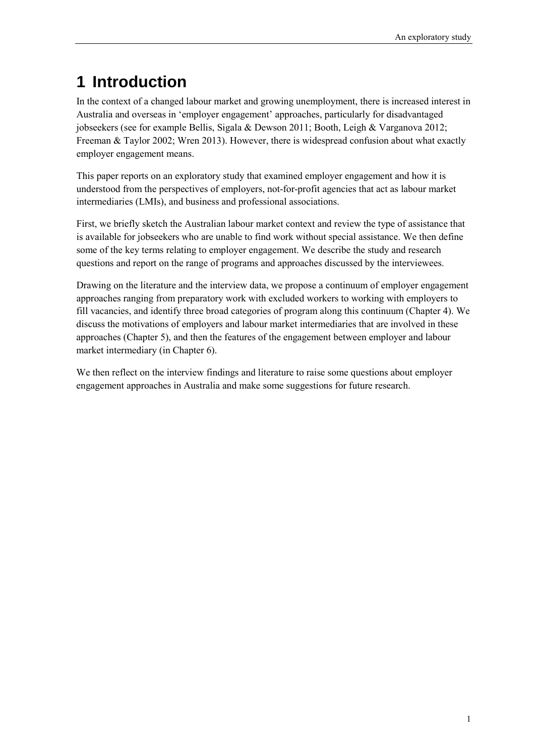# 1 Introduction

In the context of a changed labour market and growing unemployment, there is increased interest in Australia and overseas in 'employer engagement' approaches, particularly for disadvantaged jobseekers (see for example Bellis, Sigala & Dewson 2011; Booth, Leigh & Varganova 2012; Freeman & Taylor 2002; Wren 2013). However, there is widespread confusion about what exactly employer engagement means.

This paper reports on an exploratory study that examined employer engagement and how it is understood from the perspectives of employers, not-for-profit agencies that act as labour market intermediaries (LMIs), and business and professional associations.

First, we briefly sketch the Australian labour market context and review the type of assistance that is available for jobseekers who are unable to find work without special assistance. We then define some of the key terms relating to employer engagement. We describe the study and research questions and report on the range of programs and approaches discussed by the interviewees.

Drawing on the literature and the interview data, we propose a continuum of employer engagement approaches ranging from preparatory work with excluded workers to working with employers to fill vacancies, and identify three broad categories of program along this continuum (Chapter 4). We discuss the motivations of employers and labour market intermediaries that are involved in these approaches (Chapter 5), and then the features of the engagement between employer and labour market intermediary (in Chapter 6).

We then reflect on the interview findings and literature to raise some questions about employer engagement approaches in Australia and make some suggestions for future research.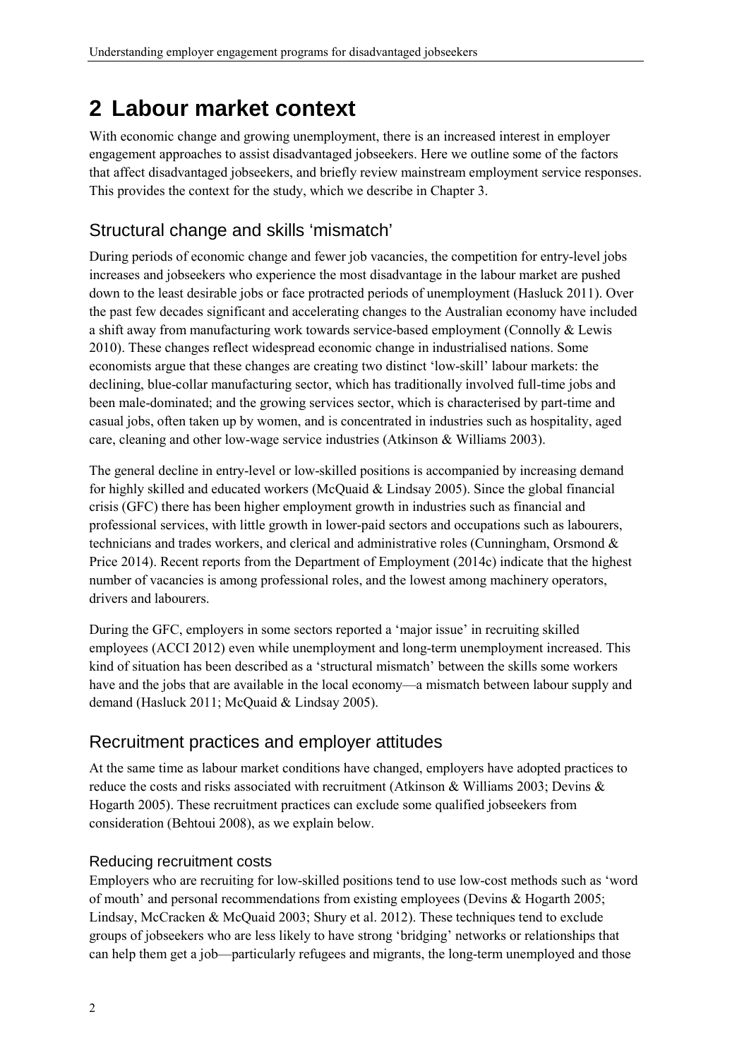# 2 Labour market context

With economic change and growing unemployment, there is an increased interest in employer engagement approaches to assist disadvantaged jobseekers. Here we outline some of the factors that affect disadvantaged jobseekers, and briefly review mainstream employment service responses. This provides the context for the study, which we describe in Chapter 3.

## Structural change and skills 'mismatch'

During periods of economic change and fewer job vacancies, the competition for entry-level jobs increases and jobseekers who experience the most disadvantage in the labour market are pushed down to the least desirable jobs or face protracted periods of unemployment (Hasluck 2011). Over the past few decades significant and accelerating changes to the Australian economy have included a shift away from manufacturing work towards service-based employment (Connolly & Lewis 2010). These changes reflect widespread economic change in industrialised nations. Some economists argue that these changes are creating two distinct 'low-skill' labour markets: the declining, blue-collar manufacturing sector, which has traditionally involved full-time jobs and been male-dominated; and the growing services sector, which is characterised by part-time and casual jobs, often taken up by women, and is concentrated in industries such as hospitality, aged care, cleaning and other low-wage service industries (Atkinson & Williams 2003).

The general decline in entry-level or low-skilled positions is accompanied by increasing demand for highly skilled and educated workers (McQuaid & Lindsay 2005). Since the global financial crisis (GFC) there has been higher employment growth in industries such as financial and professional services, with little growth in lower-paid sectors and occupations such as labourers, technicians and trades workers, and clerical and administrative roles (Cunningham, Orsmond & Price 2014). Recent reports from the Department of Employment (2014c) indicate that the highest number of vacancies is among professional roles, and the lowest among machinery operators, drivers and labourers.

During the GFC, employers in some sectors reported a 'major issue' in recruiting skilled employees (ACCI 2012) even while unemployment and long-term unemployment increased. This kind of situation has been described as a 'structural mismatch' between the skills some workers have and the jobs that are available in the local economy—a mismatch between labour supply and demand (Hasluck 2011; McQuaid & Lindsay 2005).

## Recruitment practices and employer attitudes

At the same time as labour market conditions have changed, employers have adopted practices to reduce the costs and risks associated with recruitment (Atkinson & Williams 2003; Devins & Hogarth 2005). These recruitment practices can exclude some qualified jobseekers from consideration (Behtoui 2008), as we explain below.

### Reducing recruitment costs

Employers who are recruiting for low-skilled positions tend to use low-cost methods such as 'word of mouth' and personal recommendations from existing employees (Devins & Hogarth 2005; Lindsay, McCracken & McQuaid 2003; Shury et al. 2012). These techniques tend to exclude groups of jobseekers who are less likely to have strong 'bridging' networks or relationships that can help them get a job—particularly refugees and migrants, the long-term unemployed and those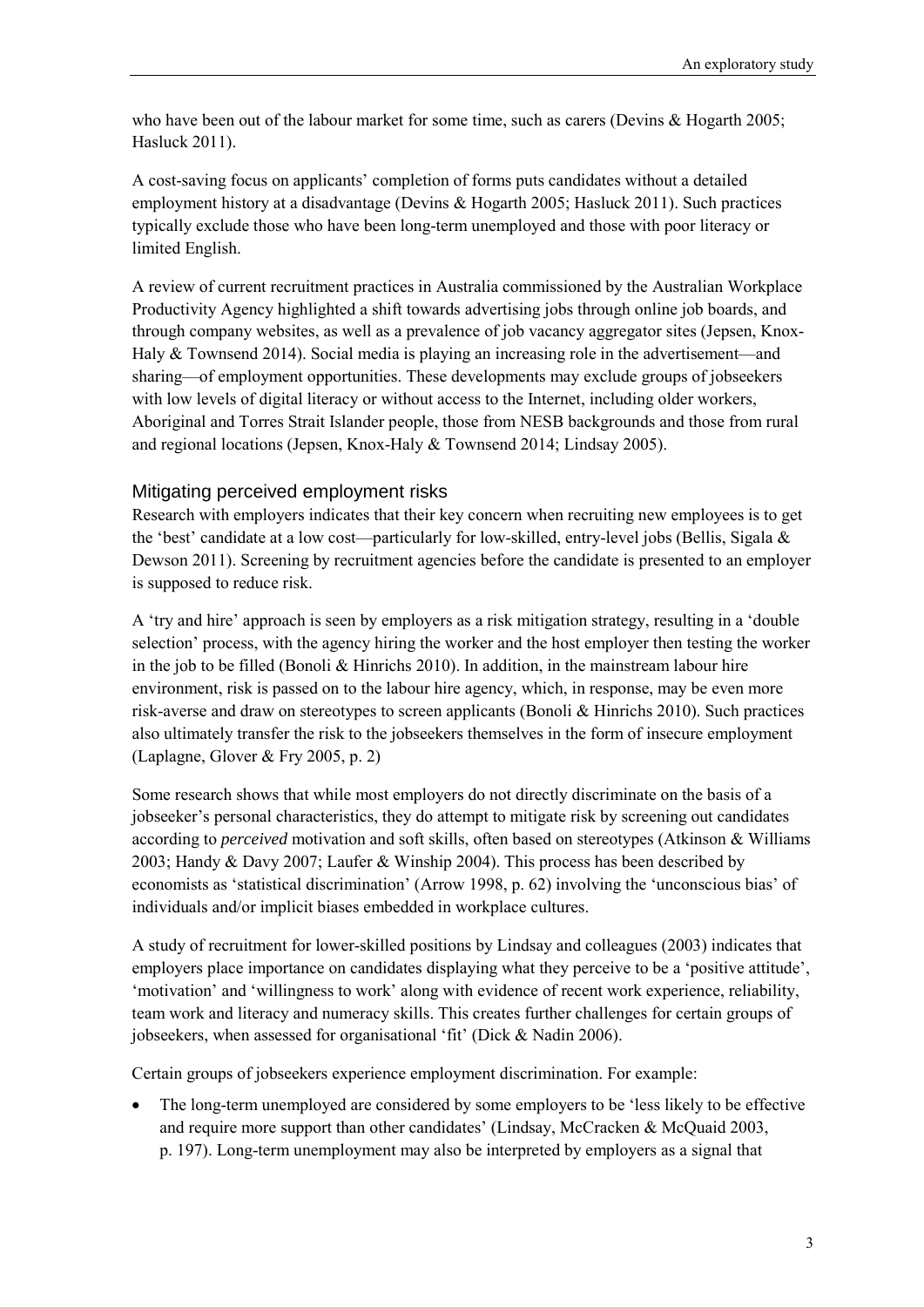who have been out of the labour market for some time, such as carers (Devins & Hogarth 2005; Hasluck 2011).

A cost-saving focus on applicants' completion of forms puts candidates without a detailed employment history at a disadvantage (Devins & Hogarth 2005; Hasluck 2011). Such practices typically exclude those who have been long-term unemployed and those with poor literacy or limited English.

A review of current recruitment practices in Australia commissioned by the Australian Workplace Productivity Agency highlighted a shift towards advertising jobs through online job boards, and through company websites, as well as a prevalence of job vacancy aggregator sites (Jepsen, Knox-Haly & Townsend 2014). Social media is playing an increasing role in the advertisement—and sharing—of employment opportunities. These developments may exclude groups of jobseekers with low levels of digital literacy or without access to the Internet, including older workers, Aboriginal and Torres Strait Islander people, those from NESB backgrounds and those from rural and regional locations (Jepsen, Knox-Haly & Townsend 2014; Lindsay 2005).

### Mitigating perceived employment risks

Research with employers indicates that their key concern when recruiting new employees is to get the 'best' candidate at a low cost—particularly for low-skilled, entry-level jobs (Bellis, Sigala & Dewson 2011). Screening by recruitment agencies before the candidate is presented to an employer is supposed to reduce risk.

A 'try and hire' approach is seen by employers as a risk mitigation strategy, resulting in a 'double selection' process, with the agency hiring the worker and the host employer then testing the worker in the job to be filled (Bonoli & Hinrichs 2010). In addition, in the mainstream labour hire environment, risk is passed on to the labour hire agency, which, in response, may be even more risk-averse and draw on stereotypes to screen applicants (Bonoli & Hinrichs 2010). Such practices also ultimately transfer the risk to the jobseekers themselves in the form of insecure employment (Laplagne, Glover & Fry 2005, p. 2)

Some research shows that while most employers do not directly discriminate on the basis of a jobseeker's personal characteristics, they do attempt to mitigate risk by screening out candidates according to *perceived* motivation and soft skills, often based on stereotypes (Atkinson & Williams 2003; Handy & Davy 2007; Laufer & Winship 2004). This process has been described by economists as 'statistical discrimination' (Arrow 1998, p. 62) involving the 'unconscious bias' of individuals and/or implicit biases embedded in workplace cultures.

A study of recruitment for lower-skilled positions by Lindsay and colleagues (2003) indicates that employers place importance on candidates displaying what they perceive to be a 'positive attitude', 'motivation' and 'willingness to work' along with evidence of recent work experience, reliability, team work and literacy and numeracy skills. This creates further challenges for certain groups of jobseekers, when assessed for organisational 'fit' (Dick & Nadin 2006).

Certain groups of jobseekers experience employment discrimination. For example:

- The long-term unemployed are considered by some employers to be 'less likely to be effective and require more support than other candidates' (Lindsay, McCracken & McQuaid 2003, p. 197). Long-term unemployment may also be interpreted by employers as a signal that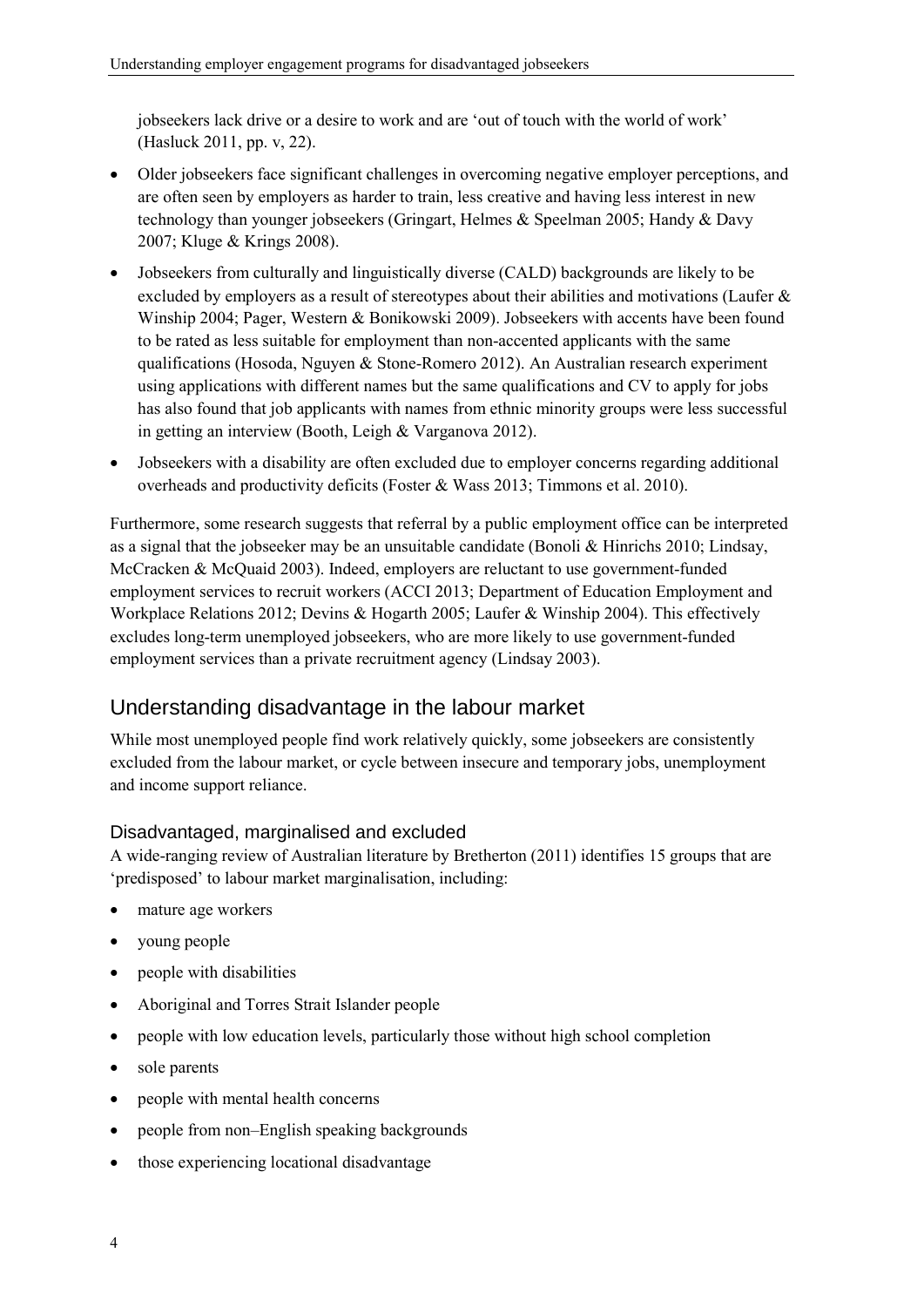jobseekers lack drive or a desire to work and are 'out of touch with the world of work' (Hasluck 2011, pp. v, 22).

- Older jobseekers face significant challenges in overcoming negative employer perceptions, and are often seen by employers as harder to train, less creative and having less interest in new technology than younger jobseekers (Gringart, Helmes & Speelman 2005; Handy & Davy 2007; Kluge & Krings 2008).
- Jobseekers from culturally and linguistically diverse (CALD) backgrounds are likely to be excluded by employers as a result of stereotypes about their abilities and motivations (Laufer & Winship 2004; Pager, Western & Bonikowski 2009). Jobseekers with accents have been found to be rated as less suitable for employment than non-accented applicants with the same qualifications (Hosoda, Nguyen & Stone-Romero 2012). An Australian research experiment using applications with different names but the same qualifications and CV to apply for jobs has also found that job applicants with names from ethnic minority groups were less successful in getting an interview (Booth, Leigh & Varganova 2012).
- Jobseekers with a disability are often excluded due to employer concerns regarding additional overheads and productivity deficits (Foster & Wass 2013; Timmons et al. 2010).

Furthermore, some research suggests that referral by a public employment office can be interpreted as a signal that the jobseeker may be an unsuitable candidate (Bonoli & Hinrichs 2010; Lindsay, McCracken & McQuaid 2003). Indeed, employers are reluctant to use government-funded employment services to recruit workers (ACCI 2013; Department of Education Employment and Workplace Relations 2012; Devins & Hogarth 2005; Laufer & Winship 2004). This effectively excludes long-term unemployed jobseekers, who are more likely to use government-funded employment services than a private recruitment agency (Lindsay 2003).

## Understanding disadvantage in the labour market

While most unemployed people find work relatively quickly, some jobseekers are consistently excluded from the labour market, or cycle between insecure and temporary jobs, unemployment and income support reliance.

### Disadvantaged, marginalised and excluded

A wide-ranging review of Australian literature by Bretherton (2011) identifies 15 groups that are 'predisposed' to labour market marginalisation, including:

- mature age workers
- young people
- people with disabilities
- Aboriginal and Torres Strait Islander people
- people with low education levels, particularly those without high school completion
- sole parents
- people with mental health concerns
- people from non–English speaking backgrounds
- those experiencing locational disadvantage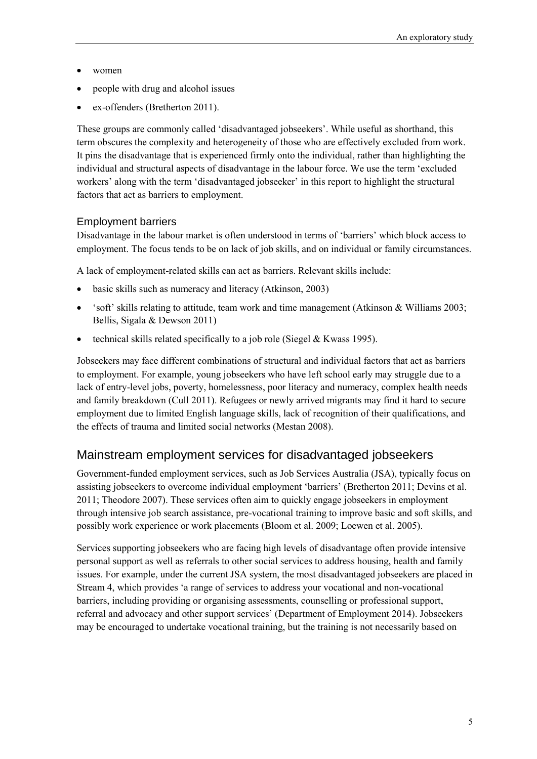- women
- people with drug and alcohol issues
- ex-offenders (Bretherton 2011).

These groups are commonly called 'disadvantaged jobseekers'. While useful as shorthand, this term obscures the complexity and heterogeneity of those who are effectively excluded from work. It pins the disadvantage that is experienced firmly onto the individual, rather than highlighting the individual and structural aspects of disadvantage in the labour force. We use the term 'excluded workers' along with the term 'disadvantaged jobseeker' in this report to highlight the structural factors that act as barriers to employment.

### Employment barriers

Disadvantage in the labour market is often understood in terms of 'barriers' which block access to employment. The focus tends to be on lack of job skills, and on individual or family circumstances.

A lack of employment-related skills can act as barriers. Relevant skills include:

- basic skills such as numeracy and literacy (Atkinson, 2003)
- 'soft' skills relating to attitude, team work and time management (Atkinson & Williams 2003; Bellis, Sigala & Dewson 2011)
- technical skills related specifically to a job role (Siegel & Kwass 1995).

Jobseekers may face different combinations of structural and individual factors that act as barriers to employment. For example, young jobseekers who have left school early may struggle due to a lack of entry-level jobs, poverty, homelessness, poor literacy and numeracy, complex health needs and family breakdown (Cull 2011). Refugees or newly arrived migrants may find it hard to secure employment due to limited English language skills, lack of recognition of their qualifications, and the effects of trauma and limited social networks (Mestan 2008).

## Mainstream employment services for disadvantaged jobseekers

Government-funded employment services, such as Job Services Australia (JSA), typically focus on assisting jobseekers to overcome individual employment 'barriers' (Bretherton 2011; Devins et al. 2011; Theodore 2007). These services often aim to quickly engage jobseekers in employment through intensive job search assistance, pre-vocational training to improve basic and soft skills, and possibly work experience or work placements (Bloom et al. 2009; Loewen et al. 2005).

Services supporting jobseekers who are facing high levels of disadvantage often provide intensive personal support as well as referrals to other social services to address housing, health and family issues. For example, under the current JSA system, the most disadvantaged jobseekers are placed in Stream 4, which provides 'a range of services to address your vocational and non-vocational barriers, including providing or organising assessments, counselling or professional support, referral and advocacy and other support services' (Department of Employment 2014). Jobseekers may be encouraged to undertake vocational training, but the training is not necessarily based on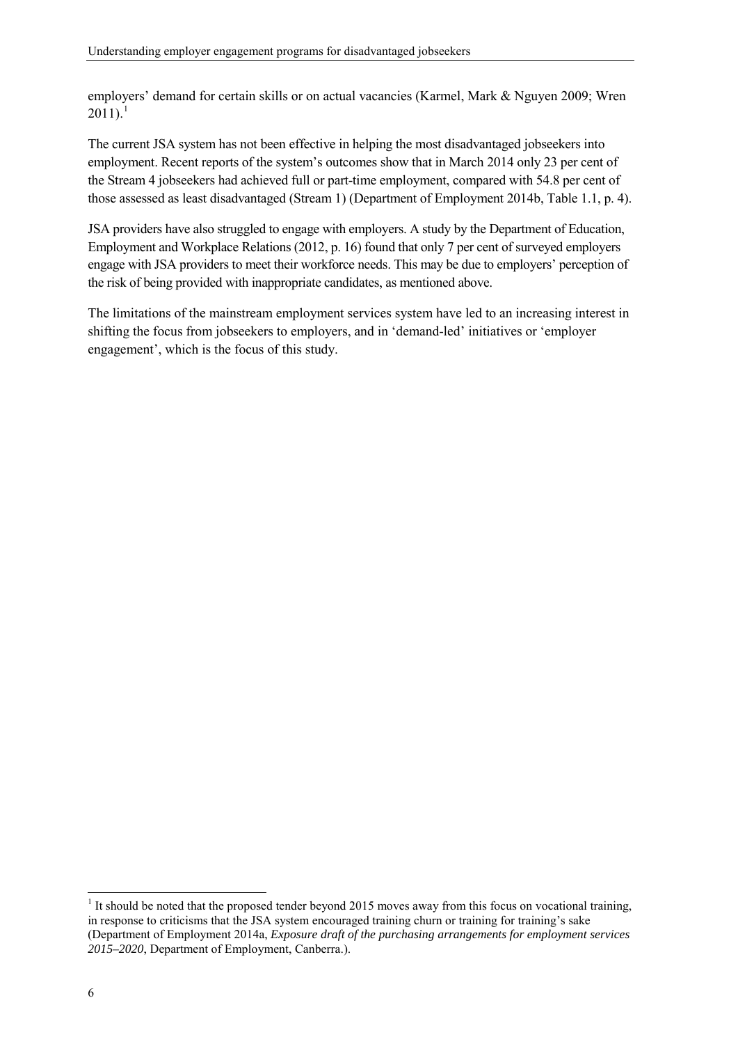employers' demand for certain skills or on actual vacancies (Karmel, Mark & Nguyen 2009; Wren 2011).[1]

The current JSA system has not been effective in helping the most disadvantaged jobseekers into employment. Recent reports of the system's outcomes show that in March 2014 only 23 per cent of the Stream 4 jobseekers had achieved full or part-time employment, compared with 54.8 per cent of those assessed as least disadvantaged (Stream 1) (Department of Employment 2014b, Table 1.1, p. 4).

JSA providers have also struggled to engage with employers. A study by the Department of Education, Employment and Workplace Relations (2012, p. 16) found that only 7 per cent of surveyed employers engage with JSA providers to meet their workforce needs. This may be due to employers' perception of the risk of being provided with inappropriate candidates, as mentioned above.

The limitations of the mainstream employment services system have led to an increasing interest in shifting the focus from jobseekers to employers, and in 'demand-led' initiatives or 'employer engagement', which is the focus of this study.

---

[1] It should be noted that the proposed tender beyond 2015 moves away from this focus on vocational training, in response to criticisms that the JSA system encouraged training churn or training for training's sake (Department of Employment 2014a, *Exposure draft of the purchasing arrangements for employment services 2015–2020*, Department of Employment, Canberra.).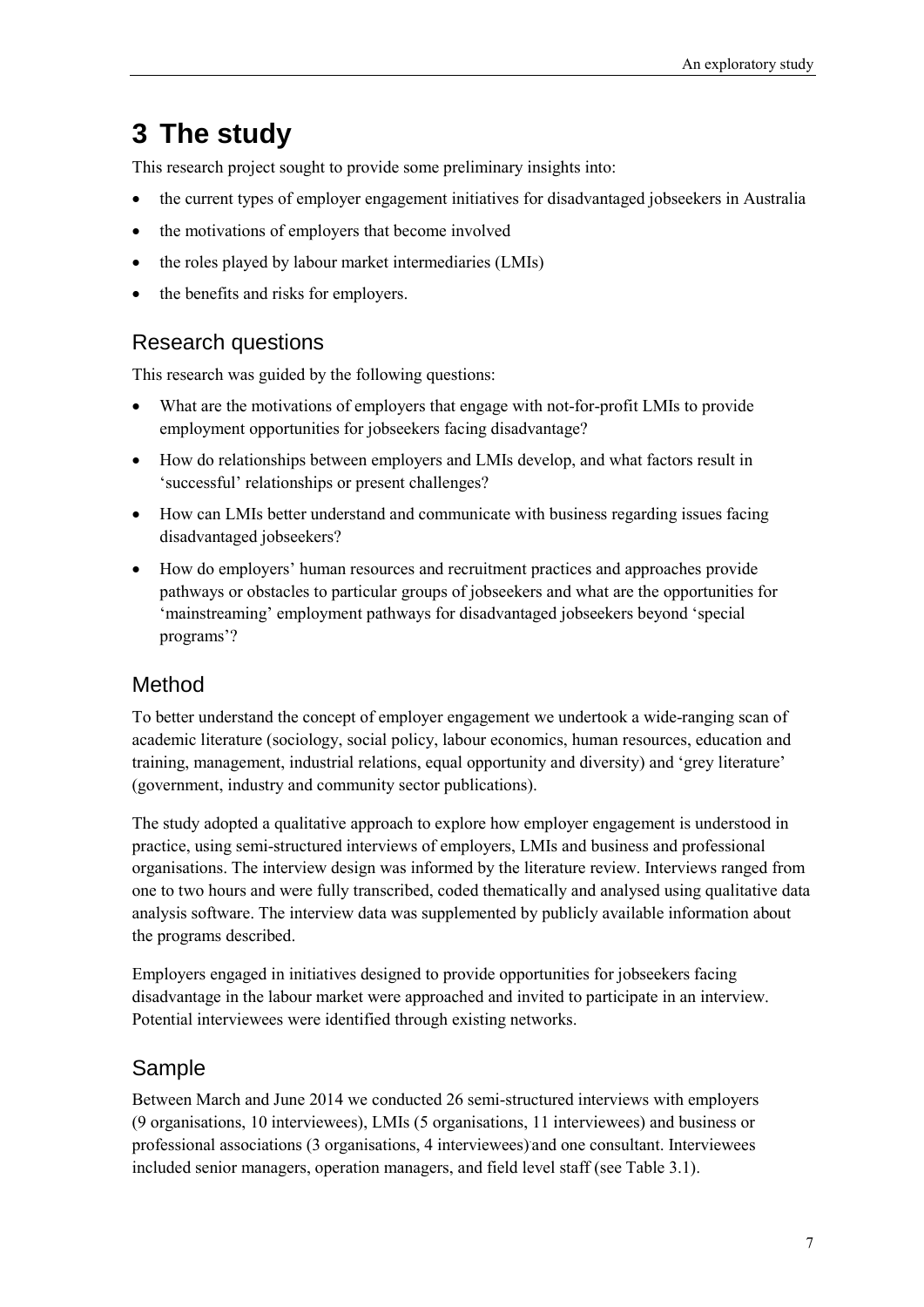# 3 The study

This research project sought to provide some preliminary insights into:

- the current types of employer engagement initiatives for disadvantaged jobseekers in Australia
- the motivations of employers that become involved
- the roles played by labour market intermediaries (LMIs)
- the benefits and risks for employers.

## Research questions

This research was guided by the following questions:

- What are the motivations of employers that engage with not-for-profit LMIs to provide employment opportunities for jobseekers facing disadvantage?
- How do relationships between employers and LMIs develop, and what factors result in 'successful' relationships or present challenges?
- How can LMIs better understand and communicate with business regarding issues facing disadvantaged jobseekers?
- How do employers' human resources and recruitment practices and approaches provide pathways or obstacles to particular groups of jobseekers and what are the opportunities for 'mainstreaming' employment pathways for disadvantaged jobseekers beyond 'special programs'?

## Method

To better understand the concept of employer engagement we undertook a wide-ranging scan of academic literature (sociology, social policy, labour economics, human resources, education and training, management, industrial relations, equal opportunity and diversity) and 'grey literature' (government, industry and community sector publications).

The study adopted a qualitative approach to explore how employer engagement is understood in practice, using semi-structured interviews of employers, LMIs and business and professional organisations. The interview design was informed by the literature review. Interviews ranged from one to two hours and were fully transcribed, coded thematically and analysed using qualitative data analysis software. The interview data was supplemented by publicly available information about the programs described.

Employers engaged in initiatives designed to provide opportunities for jobseekers facing disadvantage in the labour market were approached and invited to participate in an interview. Potential interviewees were identified through existing networks.

## Sample

Between March and June 2014 we conducted 26 semi-structured interviews with employers (9 organisations, 10 interviewees), LMIs (5 organisations, 11 interviewees) and business or professional associations (3 organisations, 4 interviewees) and one consultant. Interviewees included senior managers, operation managers, and field level staff (see Table 3.1).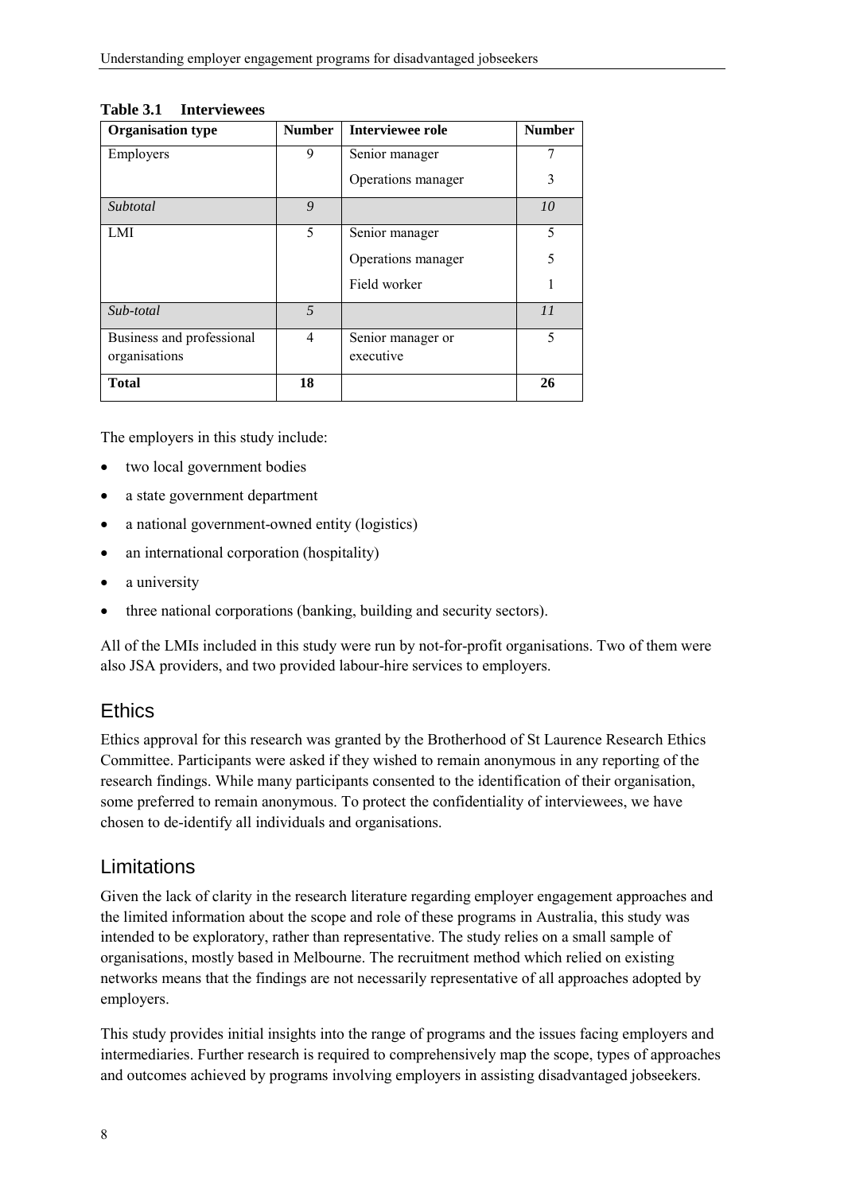**Table 3.1 Interviewees**

| Organisation type | Number | Interviewee role | Number |
|---|---|---|---|
| Employers | 9 | Senior manager | 7 |
| | | Operations manager | 3 |
| *Subtotal* | *9* | | *10* |
| LMI | 5 | Senior manager | 5 |
| | | Operations manager | 5 |
| | | Field worker | 1 |
| *Sub-total* | *5* | | *11* |
| Business and professional organisations | 4 | Senior manager or executive | 5 |
| **Total** | **18** | | **26** |

The employers in this study include:

- two local government bodies
- a state government department
- a national government-owned entity (logistics)
- an international corporation (hospitality)
- a university
- three national corporations (banking, building and security sectors).

All of the LMIs included in this study were run by not-for-profit organisations. Two of them were also JSA providers, and two provided labour-hire services to employers.

## Ethics

Ethics approval for this research was granted by the Brotherhood of St Laurence Research Ethics Committee. Participants were asked if they wished to remain anonymous in any reporting of the research findings. While many participants consented to the identification of their organisation, some preferred to remain anonymous. To protect the confidentiality of interviewees, we have chosen to de-identify all individuals and organisations.

## Limitations

Given the lack of clarity in the research literature regarding employer engagement approaches and the limited information about the scope and role of these programs in Australia, this study was intended to be exploratory, rather than representative. The study relies on a small sample of organisations, mostly based in Melbourne. The recruitment method which relied on existing networks means that the findings are not necessarily representative of all approaches adopted by employers.

This study provides initial insights into the range of programs and the issues facing employers and intermediaries. Further research is required to comprehensively map the scope, types of approaches and outcomes achieved by programs involving employers in assisting disadvantaged jobseekers.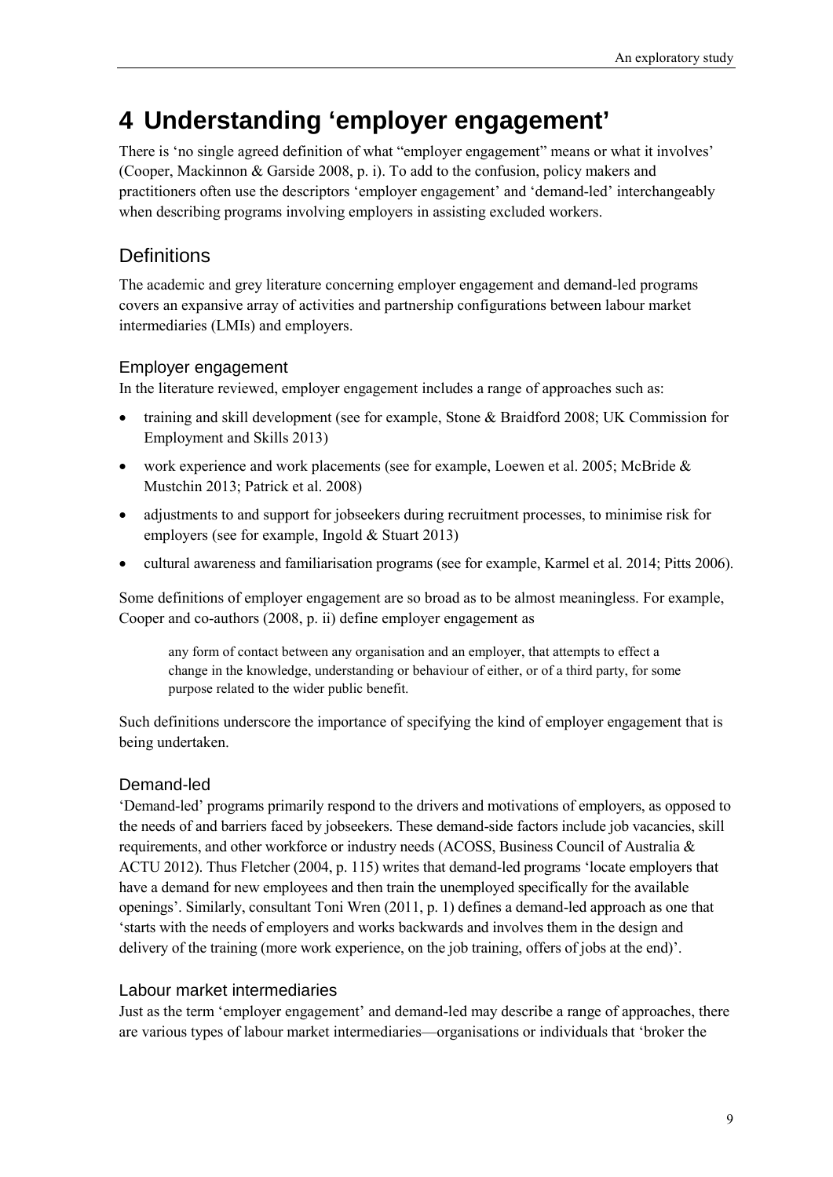# 4 Understanding 'employer engagement'

There is 'no single agreed definition of what "employer engagement" means or what it involves' (Cooper, Mackinnon & Garside 2008, p. i). To add to the confusion, policy makers and practitioners often use the descriptors 'employer engagement' and 'demand-led' interchangeably when describing programs involving employers in assisting excluded workers.

## Definitions

The academic and grey literature concerning employer engagement and demand-led programs covers an expansive array of activities and partnership configurations between labour market intermediaries (LMIs) and employers.

### Employer engagement

In the literature reviewed, employer engagement includes a range of approaches such as:

- training and skill development (see for example, Stone & Braidford 2008; UK Commission for Employment and Skills 2013)
- work experience and work placements (see for example, Loewen et al. 2005; McBride & Mustchin 2013; Patrick et al. 2008)
- adjustments to and support for jobseekers during recruitment processes, to minimise risk for employers (see for example, Ingold & Stuart 2013)
- cultural awareness and familiarisation programs (see for example, Karmel et al. 2014; Pitts 2006).

Some definitions of employer engagement are so broad as to be almost meaningless. For example, Cooper and co-authors (2008, p. ii) define employer engagement as

> any form of contact between any organisation and an employer, that attempts to effect a change in the knowledge, understanding or behaviour of either, or of a third party, for some purpose related to the wider public benefit.

Such definitions underscore the importance of specifying the kind of employer engagement that is being undertaken.

### Demand-led

'Demand-led' programs primarily respond to the drivers and motivations of employers, as opposed to the needs of and barriers faced by jobseekers. These demand-side factors include job vacancies, skill requirements, and other workforce or industry needs (ACOSS, Business Council of Australia & ACTU 2012). Thus Fletcher (2004, p. 115) writes that demand-led programs 'locate employers that have a demand for new employees and then train the unemployed specifically for the available openings'. Similarly, consultant Toni Wren (2011, p. 1) defines a demand-led approach as one that 'starts with the needs of employers and works backwards and involves them in the design and delivery of the training (more work experience, on the job training, offers of jobs at the end)'.

### Labour market intermediaries

Just as the term 'employer engagement' and demand-led may describe a range of approaches, there are various types of labour market intermediaries—organisations or individuals that 'broker the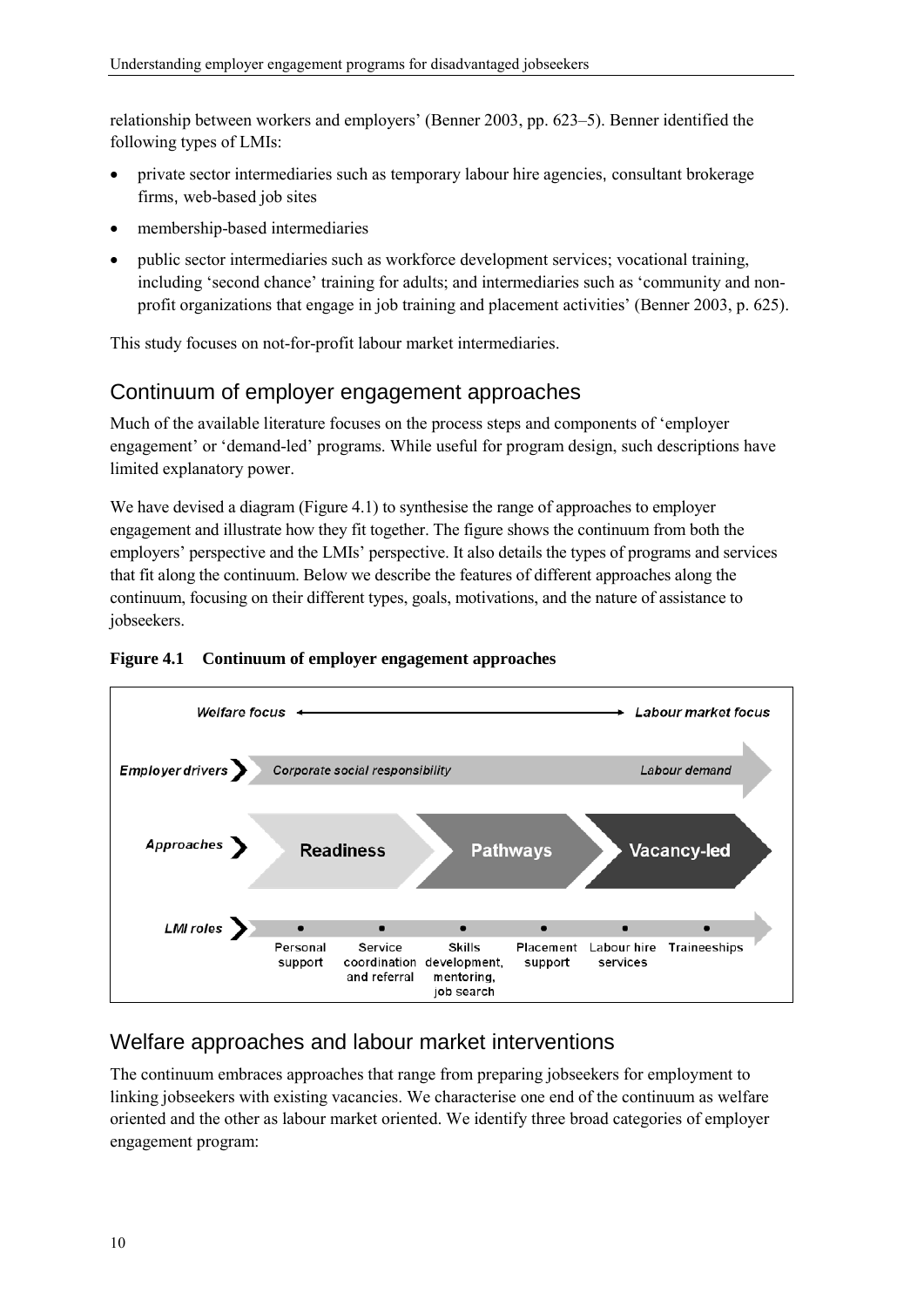relationship between workers and employers' (Benner 2003, pp. 623–5). Benner identified the following types of LMIs:

- private sector intermediaries such as temporary labour hire agencies, consultant brokerage firms, web-based job sites
- membership-based intermediaries
- public sector intermediaries such as workforce development services; vocational training, including 'second chance' training for adults; and intermediaries such as 'community and non-profit organizations that engage in job training and placement activities' (Benner 2003, p. 625).

This study focuses on not-for-profit labour market intermediaries.

## Continuum of employer engagement approaches

Much of the available literature focuses on the process steps and components of 'employer engagement' or 'demand-led' programs. While useful for program design, such descriptions have limited explanatory power.

We have devised a diagram (Figure 4.1) to synthesise the range of approaches to employer engagement and illustrate how they fit together. The figure shows the continuum from both the employers' perspective and the LMIs' perspective. It also details the types of programs and services that fit along the continuum. Below we describe the features of different approaches along the continuum, focusing on their different types, goals, motivations, and the nature of assistance to jobseekers.

**Figure 4.1 Continuum of employer engagement approaches**

*Welfare focus* ⟷ *Labour market focus*

**Employer drivers:** *Corporate social responsibility* → *Labour demand*

**Approaches:** Readiness → Pathways → Vacancy-led

**LMI roles:** Personal support • Service coordination and referral • Skills development, mentoring, job search • Placement support • Labour hire services • Traineeships

## Welfare approaches and labour market interventions

The continuum embraces approaches that range from preparing jobseekers for employment to linking jobseekers with existing vacancies. We characterise one end of the continuum as welfare oriented and the other as labour market oriented. We identify three broad categories of employer engagement program: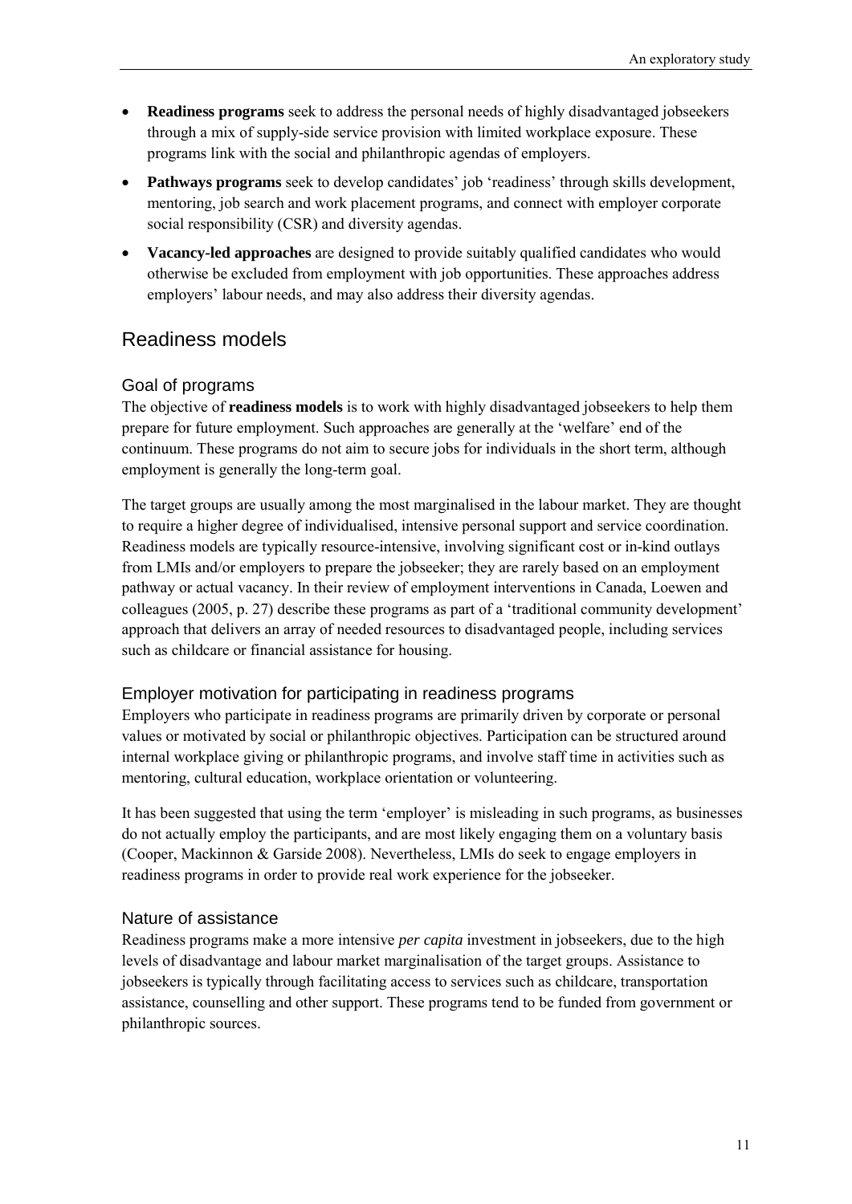- **Readiness programs** seek to address the personal needs of highly disadvantaged jobseekers through a mix of supply-side service provision with limited workplace exposure. These programs link with the social and philanthropic agendas of employers.
- **Pathways programs** seek to develop candidates' job 'readiness' through skills development, mentoring, job search and work placement programs, and connect with employer corporate social responsibility (CSR) and diversity agendas.
- **Vacancy-led approaches** are designed to provide suitably qualified candidates who would otherwise be excluded from employment with job opportunities. These approaches address employers' labour needs, and may also address their diversity agendas.

## Readiness models

### Goal of programs

The objective of **readiness models** is to work with highly disadvantaged jobseekers to help them prepare for future employment. Such approaches are generally at the 'welfare' end of the continuum. These programs do not aim to secure jobs for individuals in the short term, although employment is generally the long-term goal.

The target groups are usually among the most marginalised in the labour market. They are thought to require a higher degree of individualised, intensive personal support and service coordination. Readiness models are typically resource-intensive, involving significant cost or in-kind outlays from LMIs and/or employers to prepare the jobseeker; they are rarely based on an employment pathway or actual vacancy. In their review of employment interventions in Canada, Loewen and colleagues (2005, p. 27) describe these programs as part of a 'traditional community development' approach that delivers an array of needed resources to disadvantaged people, including services such as childcare or financial assistance for housing.

### Employer motivation for participating in readiness programs

Employers who participate in readiness programs are primarily driven by corporate or personal values or motivated by social or philanthropic objectives. Participation can be structured around internal workplace giving or philanthropic programs, and involve staff time in activities such as mentoring, cultural education, workplace orientation or volunteering.

It has been suggested that using the term 'employer' is misleading in such programs, as businesses do not actually employ the participants, and are most likely engaging them on a voluntary basis (Cooper, Mackinnon & Garside 2008). Nevertheless, LMIs do seek to engage employers in readiness programs in order to provide real work experience for the jobseeker.

### Nature of assistance

Readiness programs make a more intensive *per capita* investment in jobseekers, due to the high levels of disadvantage and labour market marginalisation of the target groups. Assistance to jobseekers is typically through facilitating access to services such as childcare, transportation assistance, counselling and other support. These programs tend to be funded from government or philanthropic sources.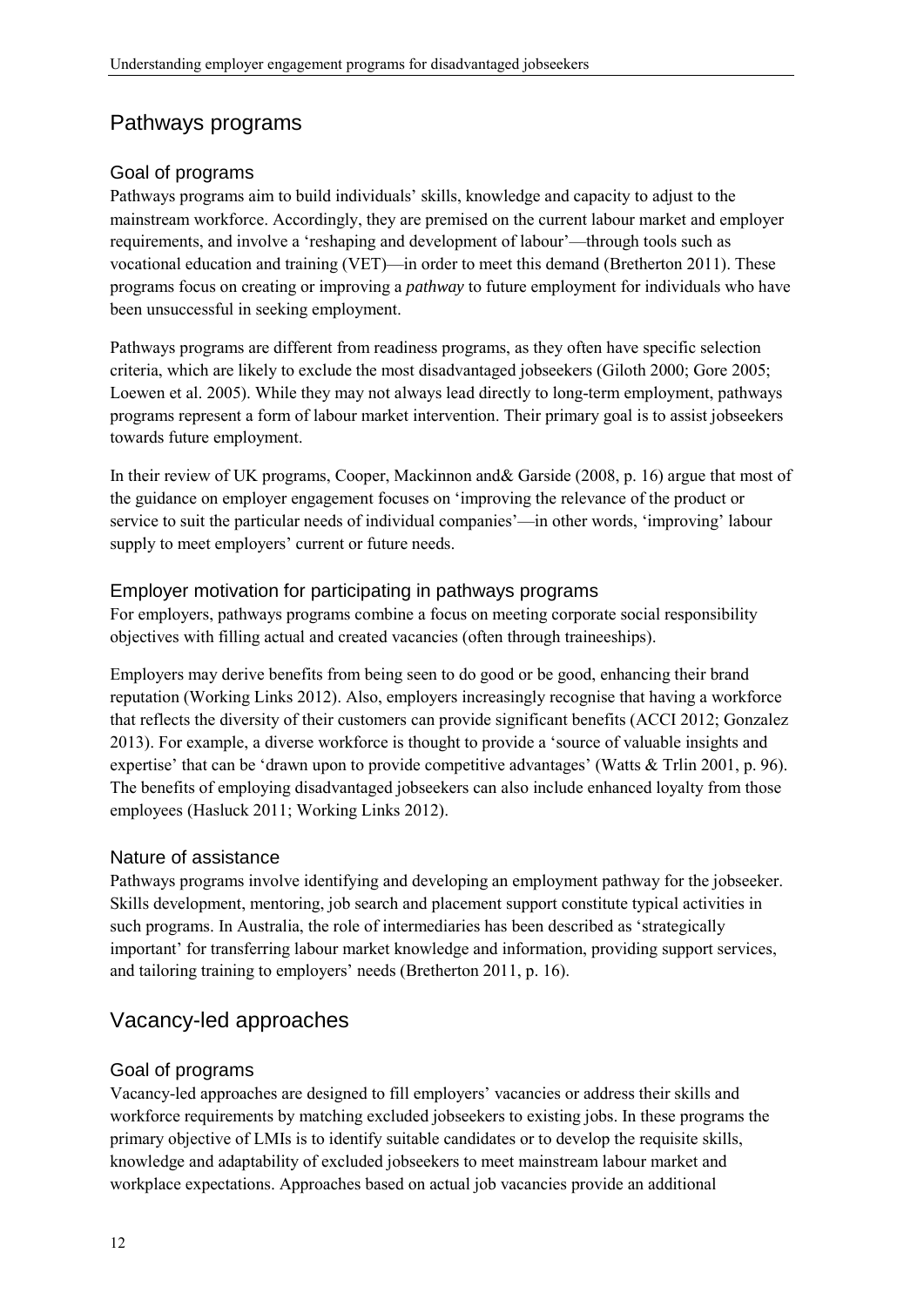## Pathways programs

### Goal of programs

Pathways programs aim to build individuals' skills, knowledge and capacity to adjust to the mainstream workforce. Accordingly, they are premised on the current labour market and employer requirements, and involve a 'reshaping and development of labour'—through tools such as vocational education and training (VET)—in order to meet this demand (Bretherton 2011). These programs focus on creating or improving a *pathway* to future employment for individuals who have been unsuccessful in seeking employment.

Pathways programs are different from readiness programs, as they often have specific selection criteria, which are likely to exclude the most disadvantaged jobseekers (Giloth 2000; Gore 2005; Loewen et al. 2005). While they may not always lead directly to long-term employment, pathways programs represent a form of labour market intervention. Their primary goal is to assist jobseekers towards future employment.

In their review of UK programs, Cooper, Mackinnon and& Garside (2008, p. 16) argue that most of the guidance on employer engagement focuses on 'improving the relevance of the product or service to suit the particular needs of individual companies'—in other words, 'improving' labour supply to meet employers' current or future needs.

### Employer motivation for participating in pathways programs

For employers, pathways programs combine a focus on meeting corporate social responsibility objectives with filling actual and created vacancies (often through traineeships).

Employers may derive benefits from being seen to do good or be good, enhancing their brand reputation (Working Links 2012). Also, employers increasingly recognise that having a workforce that reflects the diversity of their customers can provide significant benefits (ACCI 2012; Gonzalez 2013). For example, a diverse workforce is thought to provide a 'source of valuable insights and expertise' that can be 'drawn upon to provide competitive advantages' (Watts & Trlin 2001, p. 96). The benefits of employing disadvantaged jobseekers can also include enhanced loyalty from those employees (Hasluck 2011; Working Links 2012).

### Nature of assistance

Pathways programs involve identifying and developing an employment pathway for the jobseeker. Skills development, mentoring, job search and placement support constitute typical activities in such programs. In Australia, the role of intermediaries has been described as 'strategically important' for transferring labour market knowledge and information, providing support services, and tailoring training to employers' needs (Bretherton 2011, p. 16).

## Vacancy-led approaches

### Goal of programs

Vacancy-led approaches are designed to fill employers' vacancies or address their skills and workforce requirements by matching excluded jobseekers to existing jobs. In these programs the primary objective of LMIs is to identify suitable candidates or to develop the requisite skills, knowledge and adaptability of excluded jobseekers to meet mainstream labour market and workplace expectations. Approaches based on actual job vacancies provide an additional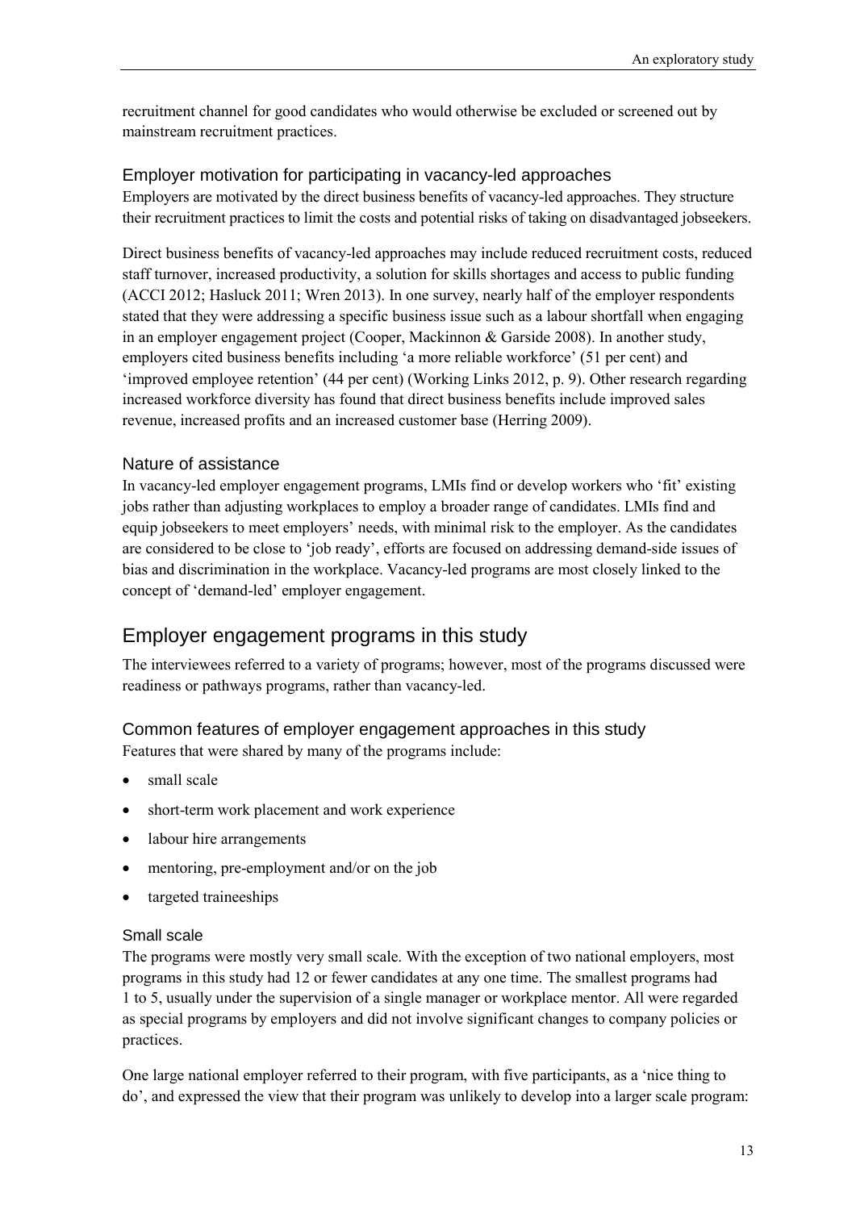recruitment channel for good candidates who would otherwise be excluded or screened out by mainstream recruitment practices.

### Employer motivation for participating in vacancy-led approaches

Employers are motivated by the direct business benefits of vacancy-led approaches. They structure their recruitment practices to limit the costs and potential risks of taking on disadvantaged jobseekers.

Direct business benefits of vacancy-led approaches may include reduced recruitment costs, reduced staff turnover, increased productivity, a solution for skills shortages and access to public funding (ACCI 2012; Hasluck 2011; Wren 2013). In one survey, nearly half of the employer respondents stated that they were addressing a specific business issue such as a labour shortfall when engaging in an employer engagement project (Cooper, Mackinnon & Garside 2008). In another study, employers cited business benefits including 'a more reliable workforce' (51 per cent) and 'improved employee retention' (44 per cent) (Working Links 2012, p. 9). Other research regarding increased workforce diversity has found that direct business benefits include improved sales revenue, increased profits and an increased customer base (Herring 2009).

### Nature of assistance

In vacancy-led employer engagement programs, LMIs find or develop workers who 'fit' existing jobs rather than adjusting workplaces to employ a broader range of candidates. LMIs find and equip jobseekers to meet employers' needs, with minimal risk to the employer. As the candidates are considered to be close to 'job ready', efforts are focused on addressing demand-side issues of bias and discrimination in the workplace. Vacancy-led programs are most closely linked to the concept of 'demand-led' employer engagement.

## Employer engagement programs in this study

The interviewees referred to a variety of programs; however, most of the programs discussed were readiness or pathways programs, rather than vacancy-led.

### Common features of employer engagement approaches in this study

Features that were shared by many of the programs include:

- small scale
- short-term work placement and work experience
- labour hire arrangements
- mentoring, pre-employment and/or on the job
- targeted traineeships

#### Small scale

The programs were mostly very small scale. With the exception of two national employers, most programs in this study had 12 or fewer candidates at any one time. The smallest programs had 1 to 5, usually under the supervision of a single manager or workplace mentor. All were regarded as special programs by employers and did not involve significant changes to company policies or practices.

One large national employer referred to their program, with five participants, as a 'nice thing to do', and expressed the view that their program was unlikely to develop into a larger scale program: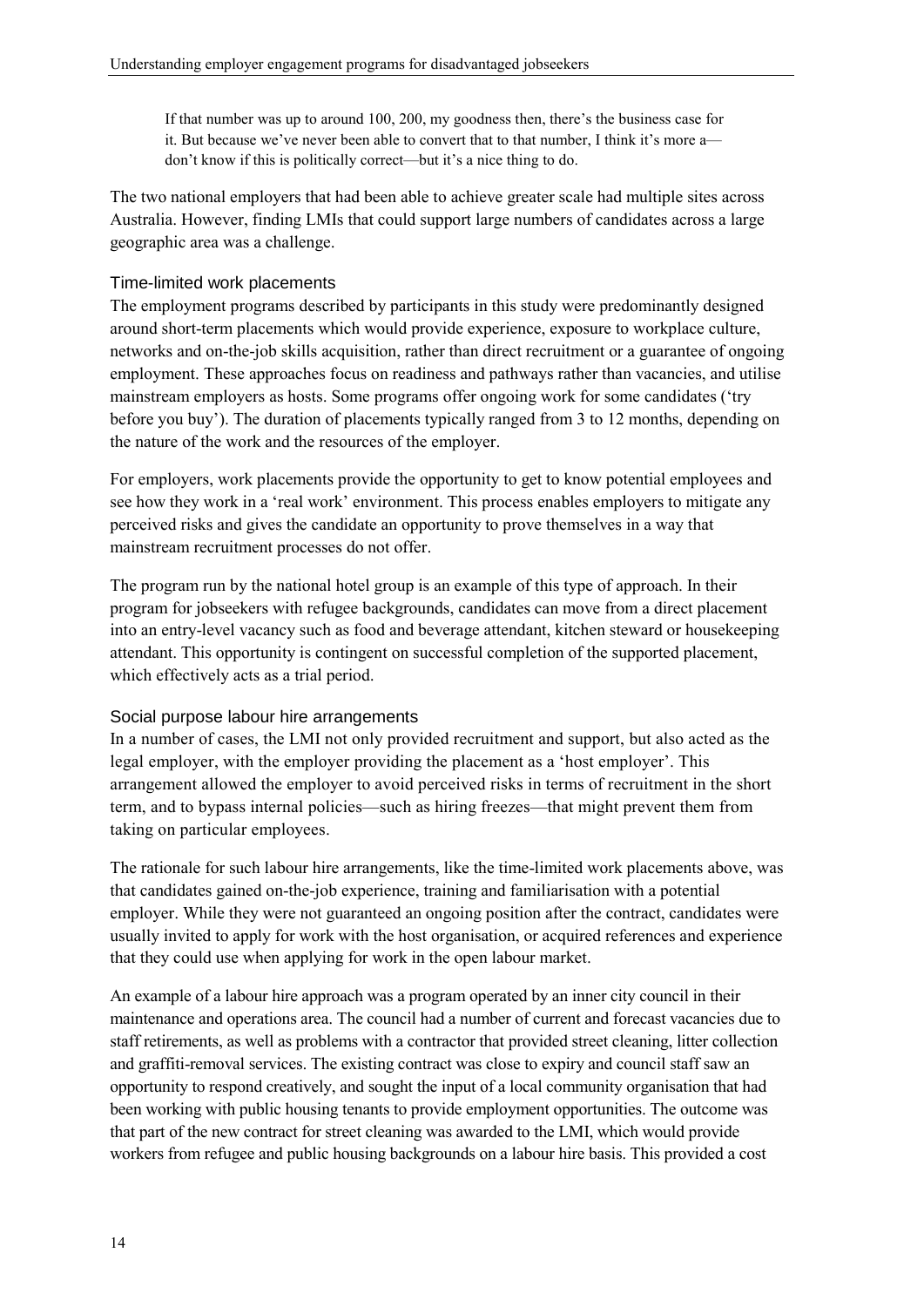> If that number was up to around 100, 200, my goodness then, there's the business case for it. But because we've never been able to convert that to that number, I think it's more a—don't know if this is politically correct—but it's a nice thing to do.

The two national employers that had been able to achieve greater scale had multiple sites across Australia. However, finding LMIs that could support large numbers of candidates across a large geographic area was a challenge.

### Time-limited work placements

The employment programs described by participants in this study were predominantly designed around short-term placements which would provide experience, exposure to workplace culture, networks and on-the-job skills acquisition, rather than direct recruitment or a guarantee of ongoing employment. These approaches focus on readiness and pathways rather than vacancies, and utilise mainstream employers as hosts. Some programs offer ongoing work for some candidates ('try before you buy'). The duration of placements typically ranged from 3 to 12 months, depending on the nature of the work and the resources of the employer.

For employers, work placements provide the opportunity to get to know potential employees and see how they work in a 'real work' environment. This process enables employers to mitigate any perceived risks and gives the candidate an opportunity to prove themselves in a way that mainstream recruitment processes do not offer.

The program run by the national hotel group is an example of this type of approach. In their program for jobseekers with refugee backgrounds, candidates can move from a direct placement into an entry-level vacancy such as food and beverage attendant, kitchen steward or housekeeping attendant. This opportunity is contingent on successful completion of the supported placement, which effectively acts as a trial period.

### Social purpose labour hire arrangements

In a number of cases, the LMI not only provided recruitment and support, but also acted as the legal employer, with the employer providing the placement as a 'host employer'. This arrangement allowed the employer to avoid perceived risks in terms of recruitment in the short term, and to bypass internal policies—such as hiring freezes—that might prevent them from taking on particular employees.

The rationale for such labour hire arrangements, like the time-limited work placements above, was that candidates gained on-the-job experience, training and familiarisation with a potential employer. While they were not guaranteed an ongoing position after the contract, candidates were usually invited to apply for work with the host organisation, or acquired references and experience that they could use when applying for work in the open labour market.

An example of a labour hire approach was a program operated by an inner city council in their maintenance and operations area. The council had a number of current and forecast vacancies due to staff retirements, as well as problems with a contractor that provided street cleaning, litter collection and graffiti-removal services. The existing contract was close to expiry and council staff saw an opportunity to respond creatively, and sought the input of a local community organisation that had been working with public housing tenants to provide employment opportunities. The outcome was that part of the new contract for street cleaning was awarded to the LMI, which would provide workers from refugee and public housing backgrounds on a labour hire basis. This provided a cost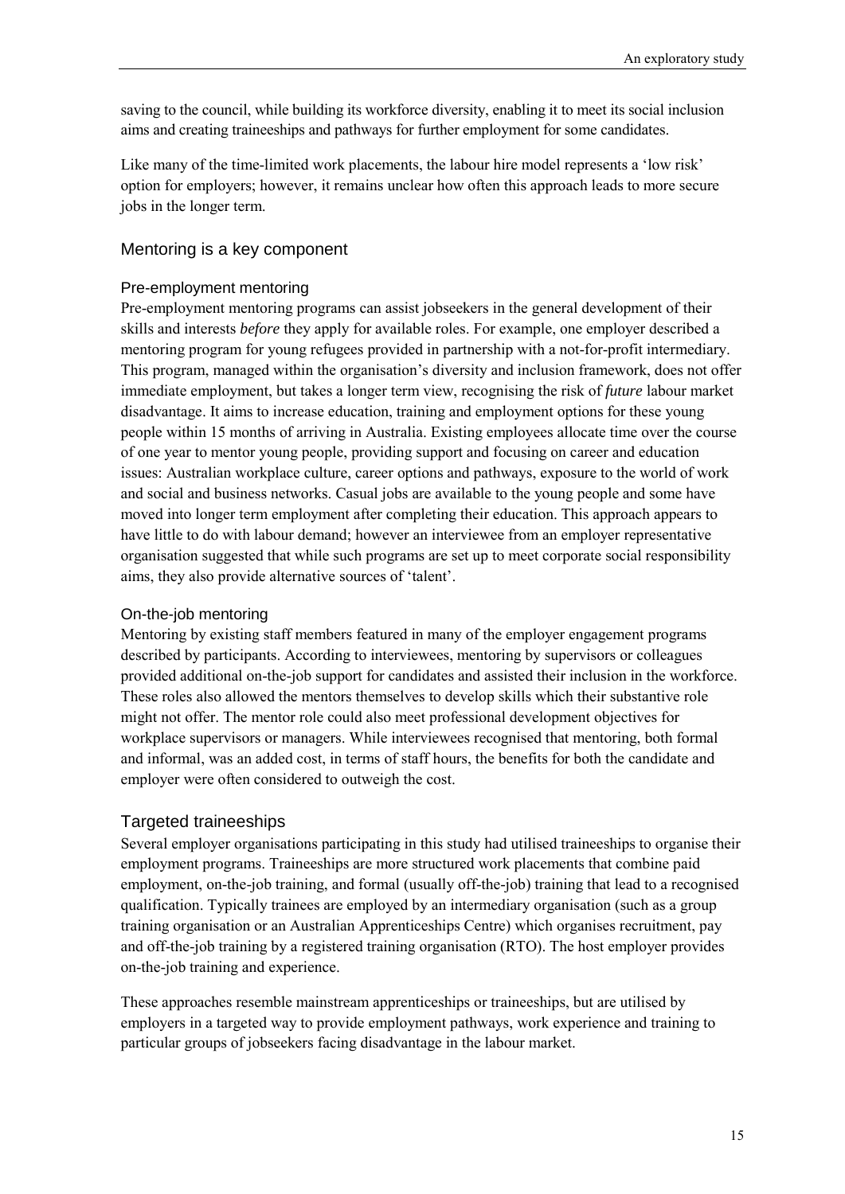saving to the council, while building its workforce diversity, enabling it to meet its social inclusion aims and creating traineeships and pathways for further employment for some candidates.

Like many of the time-limited work placements, the labour hire model represents a 'low risk' option for employers; however, it remains unclear how often this approach leads to more secure jobs in the longer term.

## Mentoring is a key component

### Pre-employment mentoring

Pre-employment mentoring programs can assist jobseekers in the general development of their skills and interests *before* they apply for available roles. For example, one employer described a mentoring program for young refugees provided in partnership with a not-for-profit intermediary. This program, managed within the organisation's diversity and inclusion framework, does not offer immediate employment, but takes a longer term view, recognising the risk of *future* labour market disadvantage. It aims to increase education, training and employment options for these young people within 15 months of arriving in Australia. Existing employees allocate time over the course of one year to mentor young people, providing support and focusing on career and education issues: Australian workplace culture, career options and pathways, exposure to the world of work and social and business networks. Casual jobs are available to the young people and some have moved into longer term employment after completing their education. This approach appears to have little to do with labour demand; however an interviewee from an employer representative organisation suggested that while such programs are set up to meet corporate social responsibility aims, they also provide alternative sources of 'talent'.

### On-the-job mentoring

Mentoring by existing staff members featured in many of the employer engagement programs described by participants. According to interviewees, mentoring by supervisors or colleagues provided additional on-the-job support for candidates and assisted their inclusion in the workforce. These roles also allowed the mentors themselves to develop skills which their substantive role might not offer. The mentor role could also meet professional development objectives for workplace supervisors or managers. While interviewees recognised that mentoring, both formal and informal, was an added cost, in terms of staff hours, the benefits for both the candidate and employer were often considered to outweigh the cost.

## Targeted traineeships

Several employer organisations participating in this study had utilised traineeships to organise their employment programs. Traineeships are more structured work placements that combine paid employment, on-the-job training, and formal (usually off-the-job) training that lead to a recognised qualification. Typically trainees are employed by an intermediary organisation (such as a group training organisation or an Australian Apprenticeships Centre) which organises recruitment, pay and off-the-job training by a registered training organisation (RTO). The host employer provides on-the-job training and experience.

These approaches resemble mainstream apprenticeships or traineeships, but are utilised by employers in a targeted way to provide employment pathways, work experience and training to particular groups of jobseekers facing disadvantage in the labour market.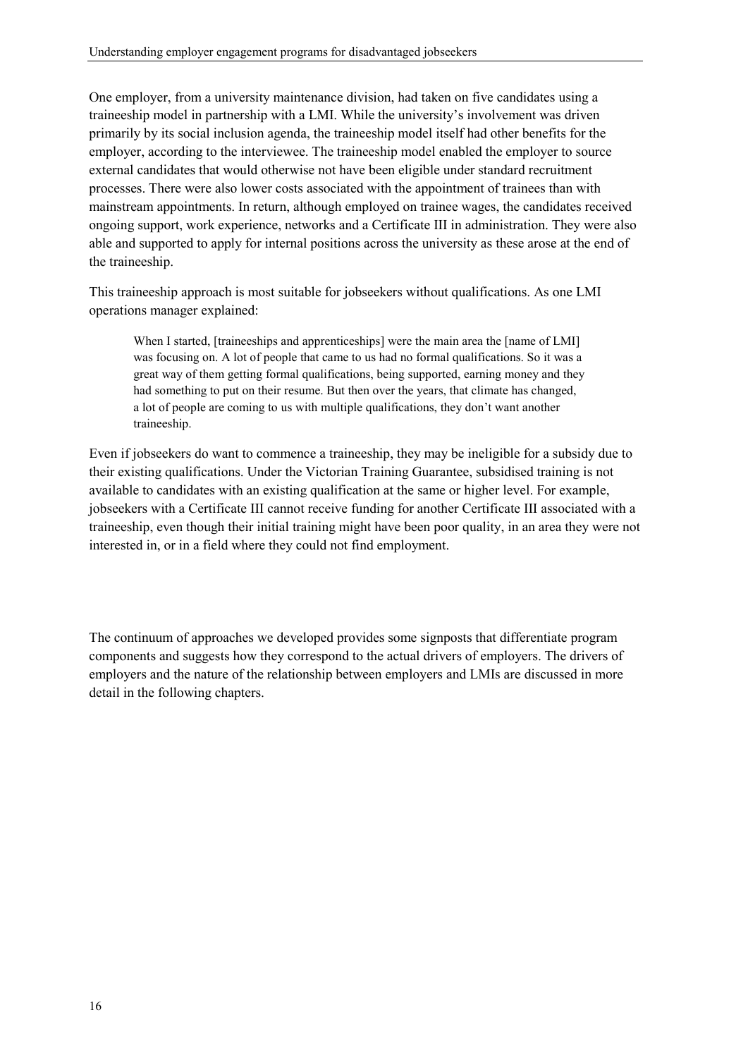One employer, from a university maintenance division, had taken on five candidates using a traineeship model in partnership with a LMI. While the university's involvement was driven primarily by its social inclusion agenda, the traineeship model itself had other benefits for the employer, according to the interviewee. The traineeship model enabled the employer to source external candidates that would otherwise not have been eligible under standard recruitment processes. There were also lower costs associated with the appointment of trainees than with mainstream appointments. In return, although employed on trainee wages, the candidates received ongoing support, work experience, networks and a Certificate III in administration. They were also able and supported to apply for internal positions across the university as these arose at the end of the traineeship.

This traineeship approach is most suitable for jobseekers without qualifications. As one LMI operations manager explained:

> When I started, [traineeships and apprenticeships] were the main area the [name of LMI] was focusing on. A lot of people that came to us had no formal qualifications. So it was a great way of them getting formal qualifications, being supported, earning money and they had something to put on their resume. But then over the years, that climate has changed, a lot of people are coming to us with multiple qualifications, they don't want another traineeship.

Even if jobseekers do want to commence a traineeship, they may be ineligible for a subsidy due to their existing qualifications. Under the Victorian Training Guarantee, subsidised training is not available to candidates with an existing qualification at the same or higher level. For example, jobseekers with a Certificate III cannot receive funding for another Certificate III associated with a traineeship, even though their initial training might have been poor quality, in an area they were not interested in, or in a field where they could not find employment.

The continuum of approaches we developed provides some signposts that differentiate program components and suggests how they correspond to the actual drivers of employers. The drivers of employers and the nature of the relationship between employers and LMIs are discussed in more detail in the following chapters.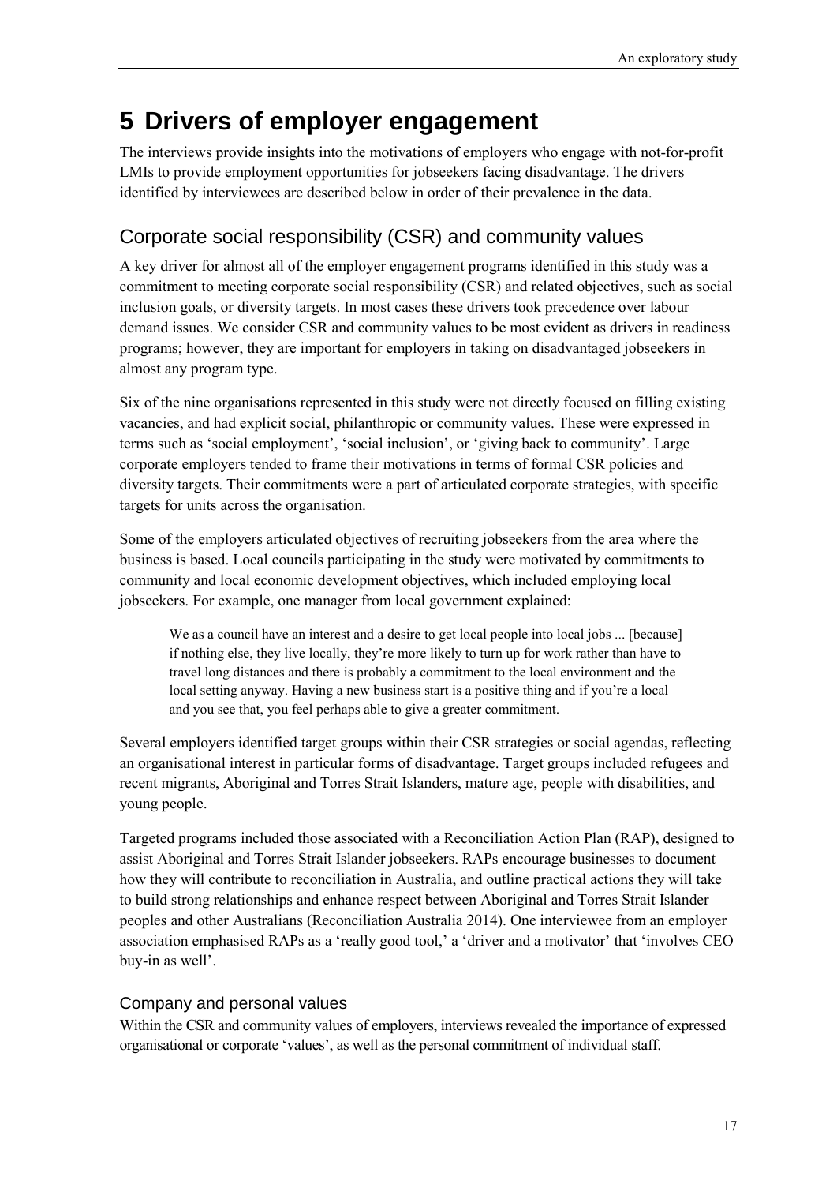# 5 Drivers of employer engagement

The interviews provide insights into the motivations of employers who engage with not-for-profit LMIs to provide employment opportunities for jobseekers facing disadvantage. The drivers identified by interviewees are described below in order of their prevalence in the data.

## Corporate social responsibility (CSR) and community values

A key driver for almost all of the employer engagement programs identified in this study was a commitment to meeting corporate social responsibility (CSR) and related objectives, such as social inclusion goals, or diversity targets. In most cases these drivers took precedence over labour demand issues. We consider CSR and community values to be most evident as drivers in readiness programs; however, they are important for employers in taking on disadvantaged jobseekers in almost any program type.

Six of the nine organisations represented in this study were not directly focused on filling existing vacancies, and had explicit social, philanthropic or community values. These were expressed in terms such as 'social employment', 'social inclusion', or 'giving back to community'. Large corporate employers tended to frame their motivations in terms of formal CSR policies and diversity targets. Their commitments were a part of articulated corporate strategies, with specific targets for units across the organisation.

Some of the employers articulated objectives of recruiting jobseekers from the area where the business is based. Local councils participating in the study were motivated by commitments to community and local economic development objectives, which included employing local jobseekers. For example, one manager from local government explained:

> We as a council have an interest and a desire to get local people into local jobs ... [because] if nothing else, they live locally, they're more likely to turn up for work rather than have to travel long distances and there is probably a commitment to the local environment and the local setting anyway. Having a new business start is a positive thing and if you're a local and you see that, you feel perhaps able to give a greater commitment.

Several employers identified target groups within their CSR strategies or social agendas, reflecting an organisational interest in particular forms of disadvantage. Target groups included refugees and recent migrants, Aboriginal and Torres Strait Islanders, mature age, people with disabilities, and young people.

Targeted programs included those associated with a Reconciliation Action Plan (RAP), designed to assist Aboriginal and Torres Strait Islander jobseekers. RAPs encourage businesses to document how they will contribute to reconciliation in Australia, and outline practical actions they will take to build strong relationships and enhance respect between Aboriginal and Torres Strait Islander peoples and other Australians (Reconciliation Australia 2014). One interviewee from an employer association emphasised RAPs as a 'really good tool,' a 'driver and a motivator' that 'involves CEO buy-in as well'.

### Company and personal values

Within the CSR and community values of employers, interviews revealed the importance of expressed organisational or corporate 'values', as well as the personal commitment of individual staff.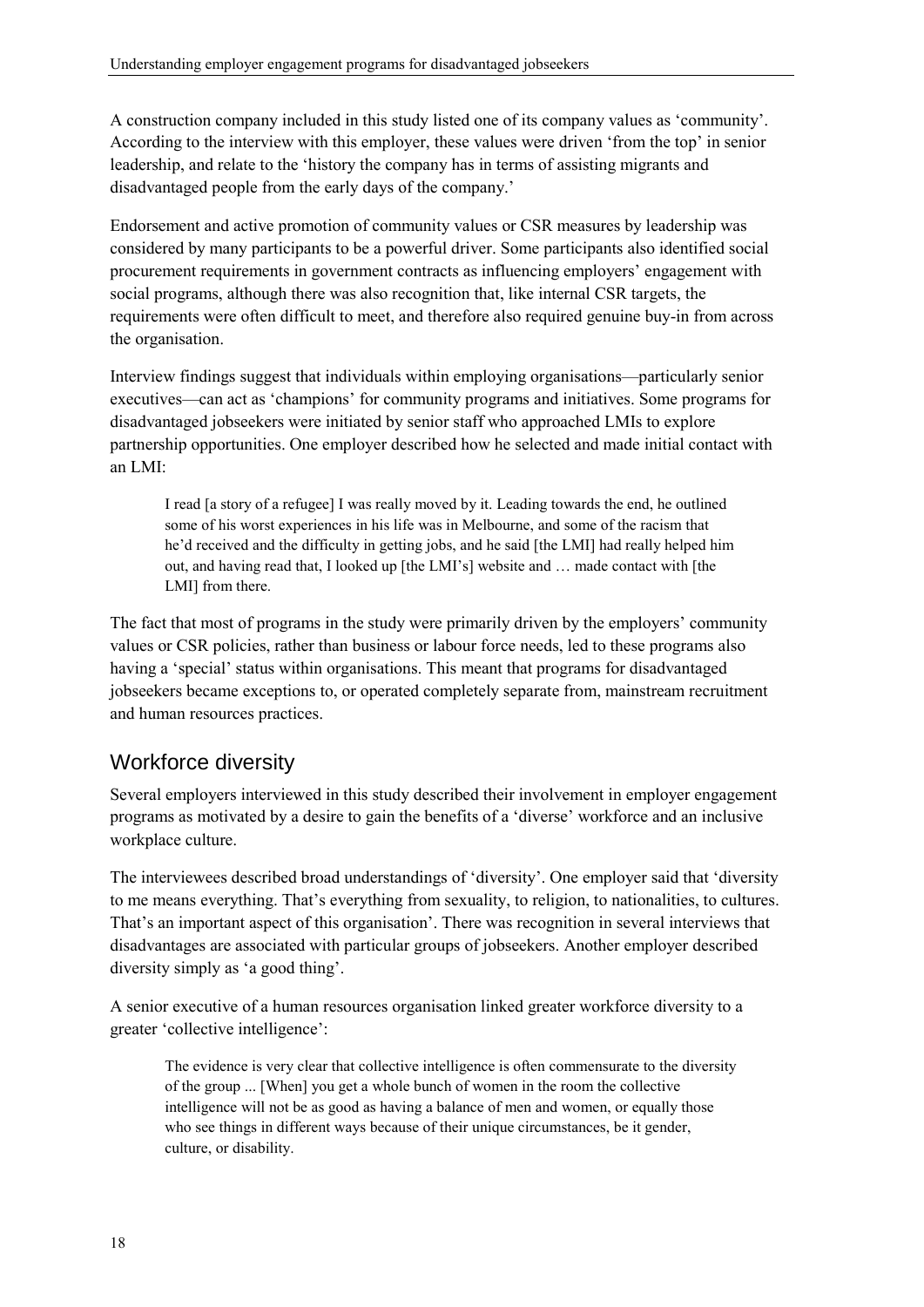A construction company included in this study listed one of its company values as 'community'. According to the interview with this employer, these values were driven 'from the top' in senior leadership, and relate to the 'history the company has in terms of assisting migrants and disadvantaged people from the early days of the company.'

Endorsement and active promotion of community values or CSR measures by leadership was considered by many participants to be a powerful driver. Some participants also identified social procurement requirements in government contracts as influencing employers' engagement with social programs, although there was also recognition that, like internal CSR targets, the requirements were often difficult to meet, and therefore also required genuine buy-in from across the organisation.

Interview findings suggest that individuals within employing organisations—particularly senior executives—can act as 'champions' for community programs and initiatives. Some programs for disadvantaged jobseekers were initiated by senior staff who approached LMIs to explore partnership opportunities. One employer described how he selected and made initial contact with an LMI:

> I read [a story of a refugee] I was really moved by it. Leading towards the end, he outlined some of his worst experiences in his life was in Melbourne, and some of the racism that he'd received and the difficulty in getting jobs, and he said [the LMI] had really helped him out, and having read that, I looked up [the LMI's] website and … made contact with [the LMI] from there.

The fact that most of programs in the study were primarily driven by the employers' community values or CSR policies, rather than business or labour force needs, led to these programs also having a 'special' status within organisations. This meant that programs for disadvantaged jobseekers became exceptions to, or operated completely separate from, mainstream recruitment and human resources practices.

## Workforce diversity

Several employers interviewed in this study described their involvement in employer engagement programs as motivated by a desire to gain the benefits of a 'diverse' workforce and an inclusive workplace culture.

The interviewees described broad understandings of 'diversity'. One employer said that 'diversity to me means everything. That's everything from sexuality, to religion, to nationalities, to cultures. That's an important aspect of this organisation'. There was recognition in several interviews that disadvantages are associated with particular groups of jobseekers. Another employer described diversity simply as 'a good thing'.

A senior executive of a human resources organisation linked greater workforce diversity to a greater 'collective intelligence':

> The evidence is very clear that collective intelligence is often commensurate to the diversity of the group ... [When] you get a whole bunch of women in the room the collective intelligence will not be as good as having a balance of men and women, or equally those who see things in different ways because of their unique circumstances, be it gender, culture, or disability.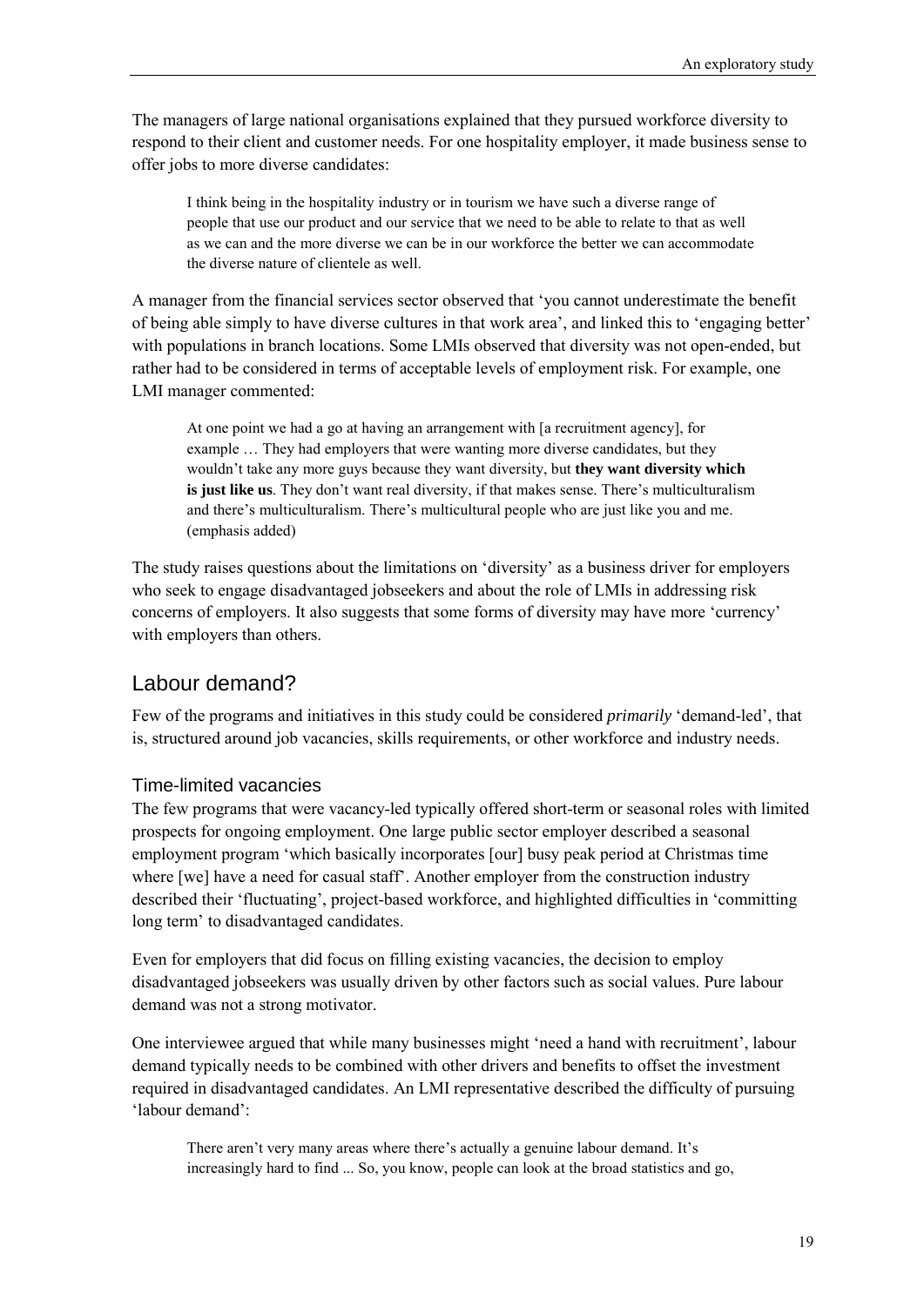The managers of large national organisations explained that they pursued workforce diversity to respond to their client and customer needs. For one hospitality employer, it made business sense to offer jobs to more diverse candidates:

> I think being in the hospitality industry or in tourism we have such a diverse range of people that use our product and our service that we need to be able to relate to that as well as we can and the more diverse we can be in our workforce the better we can accommodate the diverse nature of clientele as well.

A manager from the financial services sector observed that 'you cannot underestimate the benefit of being able simply to have diverse cultures in that work area', and linked this to 'engaging better' with populations in branch locations. Some LMIs observed that diversity was not open-ended, but rather had to be considered in terms of acceptable levels of employment risk. For example, one LMI manager commented:

> At one point we had a go at having an arrangement with [a recruitment agency], for example … They had employers that were wanting more diverse candidates, but they wouldn't take any more guys because they want diversity, but **they want diversity which is just like us**. They don't want real diversity, if that makes sense. There's multiculturalism and there's multiculturalism. There's multicultural people who are just like you and me. (emphasis added)

The study raises questions about the limitations on 'diversity' as a business driver for employers who seek to engage disadvantaged jobseekers and about the role of LMIs in addressing risk concerns of employers. It also suggests that some forms of diversity may have more 'currency' with employers than others.

## Labour demand?

Few of the programs and initiatives in this study could be considered *primarily* 'demand-led', that is, structured around job vacancies, skills requirements, or other workforce and industry needs.

### Time-limited vacancies

The few programs that were vacancy-led typically offered short-term or seasonal roles with limited prospects for ongoing employment. One large public sector employer described a seasonal employment program 'which basically incorporates [our] busy peak period at Christmas time where [we] have a need for casual staff'. Another employer from the construction industry described their 'fluctuating', project-based workforce, and highlighted difficulties in 'committing long term' to disadvantaged candidates.

Even for employers that did focus on filling existing vacancies, the decision to employ disadvantaged jobseekers was usually driven by other factors such as social values. Pure labour demand was not a strong motivator.

One interviewee argued that while many businesses might 'need a hand with recruitment', labour demand typically needs to be combined with other drivers and benefits to offset the investment required in disadvantaged candidates. An LMI representative described the difficulty of pursuing 'labour demand':

> There aren't very many areas where there's actually a genuine labour demand. It's increasingly hard to find ... So, you know, people can look at the broad statistics and go,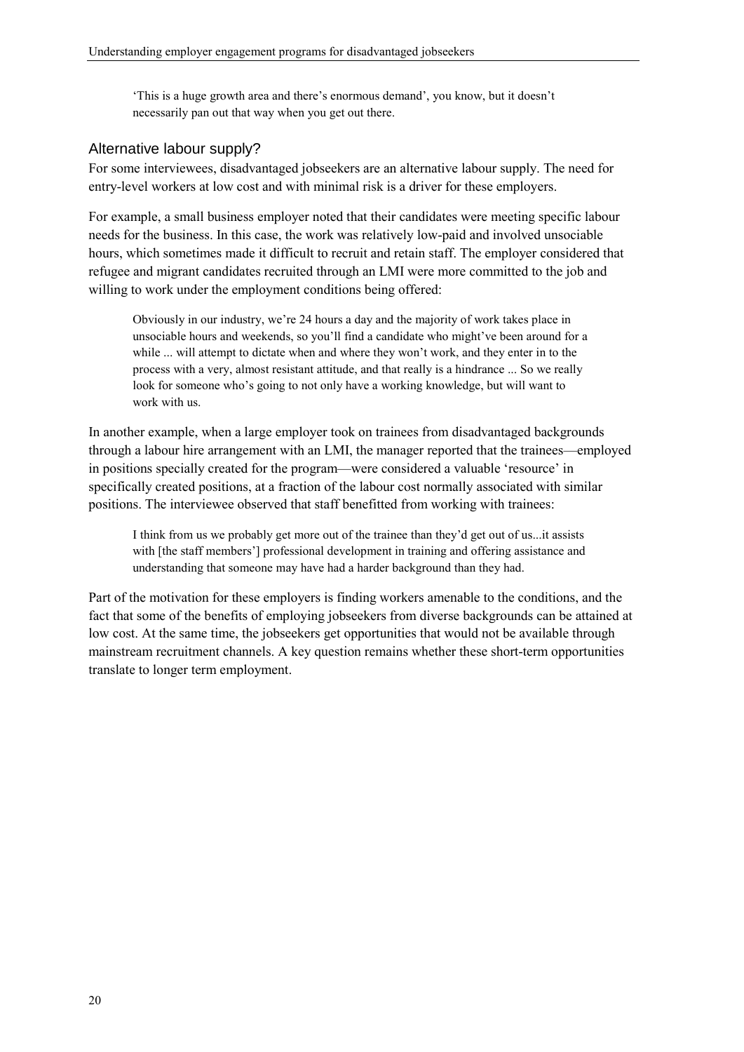> 'This is a huge growth area and there's enormous demand', you know, but it doesn't necessarily pan out that way when you get out there.

## Alternative labour supply?

For some interviewees, disadvantaged jobseekers are an alternative labour supply. The need for entry-level workers at low cost and with minimal risk is a driver for these employers.

For example, a small business employer noted that their candidates were meeting specific labour needs for the business. In this case, the work was relatively low-paid and involved unsociable hours, which sometimes made it difficult to recruit and retain staff. The employer considered that refugee and migrant candidates recruited through an LMI were more committed to the job and willing to work under the employment conditions being offered:

> Obviously in our industry, we're 24 hours a day and the majority of work takes place in unsociable hours and weekends, so you'll find a candidate who might've been around for a while ... will attempt to dictate when and where they won't work, and they enter in to the process with a very, almost resistant attitude, and that really is a hindrance ... So we really look for someone who's going to not only have a working knowledge, but will want to work with us.

In another example, when a large employer took on trainees from disadvantaged backgrounds through a labour hire arrangement with an LMI, the manager reported that the trainees—employed in positions specially created for the program—were considered a valuable 'resource' in specifically created positions, at a fraction of the labour cost normally associated with similar positions. The interviewee observed that staff benefitted from working with trainees:

> I think from us we probably get more out of the trainee than they'd get out of us...it assists with [the staff members'] professional development in training and offering assistance and understanding that someone may have had a harder background than they had.

Part of the motivation for these employers is finding workers amenable to the conditions, and the fact that some of the benefits of employing jobseekers from diverse backgrounds can be attained at low cost. At the same time, the jobseekers get opportunities that would not be available through mainstream recruitment channels. A key question remains whether these short-term opportunities translate to longer term employment.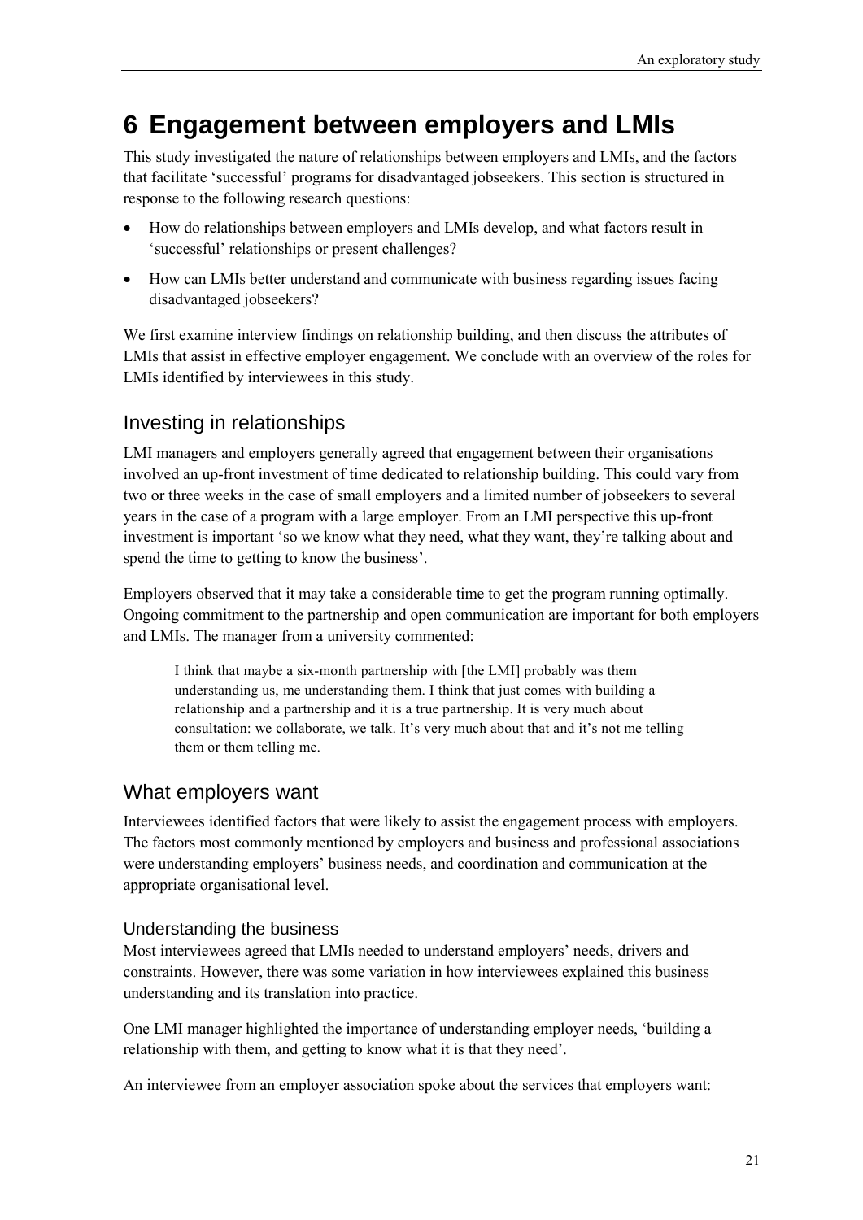# 6 Engagement between employers and LMIs

This study investigated the nature of relationships between employers and LMIs, and the factors that facilitate 'successful' programs for disadvantaged jobseekers. This section is structured in response to the following research questions:

- How do relationships between employers and LMIs develop, and what factors result in 'successful' relationships or present challenges?
- How can LMIs better understand and communicate with business regarding issues facing disadvantaged jobseekers?

We first examine interview findings on relationship building, and then discuss the attributes of LMIs that assist in effective employer engagement. We conclude with an overview of the roles for LMIs identified by interviewees in this study.

## Investing in relationships

LMI managers and employers generally agreed that engagement between their organisations involved an up-front investment of time dedicated to relationship building. This could vary from two or three weeks in the case of small employers and a limited number of jobseekers to several years in the case of a program with a large employer. From an LMI perspective this up-front investment is important 'so we know what they need, what they want, they're talking about and spend the time to getting to know the business'.

Employers observed that it may take a considerable time to get the program running optimally. Ongoing commitment to the partnership and open communication are important for both employers and LMIs. The manager from a university commented:

> I think that maybe a six-month partnership with [the LMI] probably was them understanding us, me understanding them. I think that just comes with building a relationship and a partnership and it is a true partnership. It is very much about consultation: we collaborate, we talk. It's very much about that and it's not me telling them or them telling me.

## What employers want

Interviewees identified factors that were likely to assist the engagement process with employers. The factors most commonly mentioned by employers and business and professional associations were understanding employers' business needs, and coordination and communication at the appropriate organisational level.

### Understanding the business

Most interviewees agreed that LMIs needed to understand employers' needs, drivers and constraints. However, there was some variation in how interviewees explained this business understanding and its translation into practice.

One LMI manager highlighted the importance of understanding employer needs, 'building a relationship with them, and getting to know what it is that they need'.

An interviewee from an employer association spoke about the services that employers want: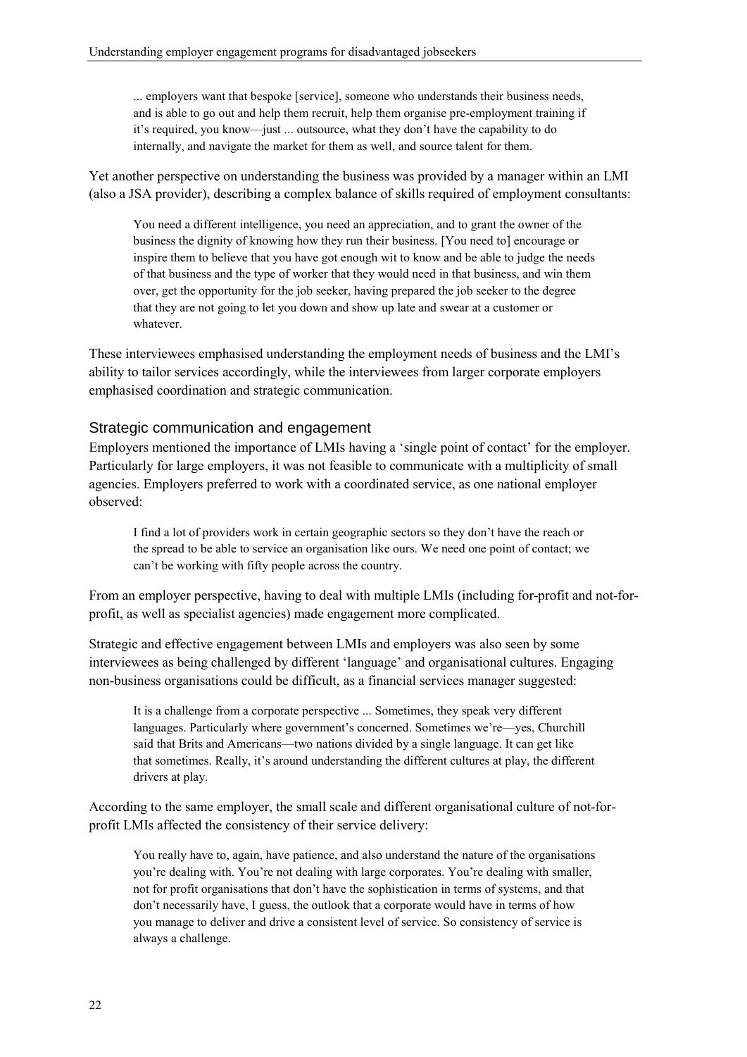> ... employers want that bespoke [service], someone who understands their business needs, and is able to go out and help them recruit, help them organise pre-employment training if it's required, you know—just ... outsource, what they don't have the capability to do internally, and navigate the market for them as well, and source talent for them.

Yet another perspective on understanding the business was provided by a manager within an LMI (also a JSA provider), describing a complex balance of skills required of employment consultants:

> You need a different intelligence, you need an appreciation, and to grant the owner of the business the dignity of knowing how they run their business. [You need to] encourage or inspire them to believe that you have got enough wit to know and be able to judge the needs of that business and the type of worker that they would need in that business, and win them over, get the opportunity for the job seeker, having prepared the job seeker to the degree that they are not going to let you down and show up late and swear at a customer or whatever.

These interviewees emphasised understanding the employment needs of business and the LMI's ability to tailor services accordingly, while the interviewees from larger corporate employers emphasised coordination and strategic communication.

### Strategic communication and engagement

Employers mentioned the importance of LMIs having a 'single point of contact' for the employer. Particularly for large employers, it was not feasible to communicate with a multiplicity of small agencies. Employers preferred to work with a coordinated service, as one national employer observed:

> I find a lot of providers work in certain geographic sectors so they don't have the reach or the spread to be able to service an organisation like ours. We need one point of contact; we can't be working with fifty people across the country.

From an employer perspective, having to deal with multiple LMIs (including for-profit and not-for-profit, as well as specialist agencies) made engagement more complicated.

Strategic and effective engagement between LMIs and employers was also seen by some interviewees as being challenged by different 'language' and organisational cultures. Engaging non-business organisations could be difficult, as a financial services manager suggested:

> It is a challenge from a corporate perspective ... Sometimes, they speak very different languages. Particularly where government's concerned. Sometimes we're—yes, Churchill said that Brits and Americans—two nations divided by a single language. It can get like that sometimes. Really, it's around understanding the different cultures at play, the different drivers at play.

According to the same employer, the small scale and different organisational culture of not-for-profit LMIs affected the consistency of their service delivery:

> You really have to, again, have patience, and also understand the nature of the organisations you're dealing with. You're not dealing with large corporates. You're dealing with smaller, not for profit organisations that don't have the sophistication in terms of systems, and that don't necessarily have, I guess, the outlook that a corporate would have in terms of how you manage to deliver and drive a consistent level of service. So consistency of service is always a challenge.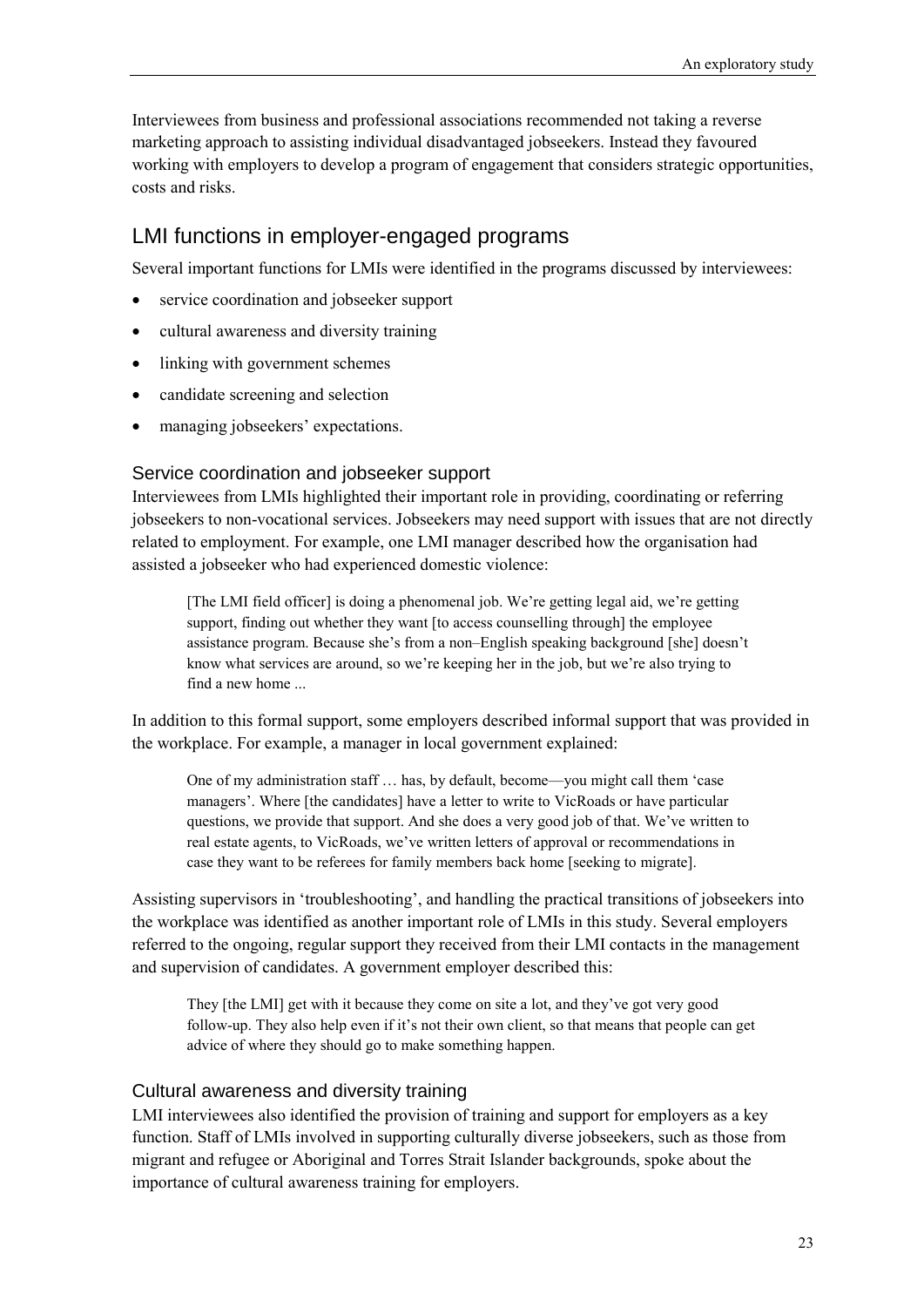Interviewees from business and professional associations recommended not taking a reverse marketing approach to assisting individual disadvantaged jobseekers. Instead they favoured working with employers to develop a program of engagement that considers strategic opportunities, costs and risks.

## LMI functions in employer-engaged programs

Several important functions for LMIs were identified in the programs discussed by interviewees:

- service coordination and jobseeker support
- cultural awareness and diversity training
- linking with government schemes
- candidate screening and selection
- managing jobseekers' expectations.

### Service coordination and jobseeker support

Interviewees from LMIs highlighted their important role in providing, coordinating or referring jobseekers to non-vocational services. Jobseekers may need support with issues that are not directly related to employment. For example, one LMI manager described how the organisation had assisted a jobseeker who had experienced domestic violence:

> [The LMI field officer] is doing a phenomenal job. We're getting legal aid, we're getting support, finding out whether they want [to access counselling through] the employee assistance program. Because she's from a non–English speaking background [she] doesn't know what services are around, so we're keeping her in the job, but we're also trying to find a new home ...

In addition to this formal support, some employers described informal support that was provided in the workplace. For example, a manager in local government explained:

> One of my administration staff … has, by default, become—you might call them 'case managers'. Where [the candidates] have a letter to write to VicRoads or have particular questions, we provide that support. And she does a very good job of that. We've written to real estate agents, to VicRoads, we've written letters of approval or recommendations in case they want to be referees for family members back home [seeking to migrate].

Assisting supervisors in 'troubleshooting', and handling the practical transitions of jobseekers into the workplace was identified as another important role of LMIs in this study. Several employers referred to the ongoing, regular support they received from their LMI contacts in the management and supervision of candidates. A government employer described this:

> They [the LMI] get with it because they come on site a lot, and they've got very good follow-up. They also help even if it's not their own client, so that means that people can get advice of where they should go to make something happen.

### Cultural awareness and diversity training

LMI interviewees also identified the provision of training and support for employers as a key function. Staff of LMIs involved in supporting culturally diverse jobseekers, such as those from migrant and refugee or Aboriginal and Torres Strait Islander backgrounds, spoke about the importance of cultural awareness training for employers.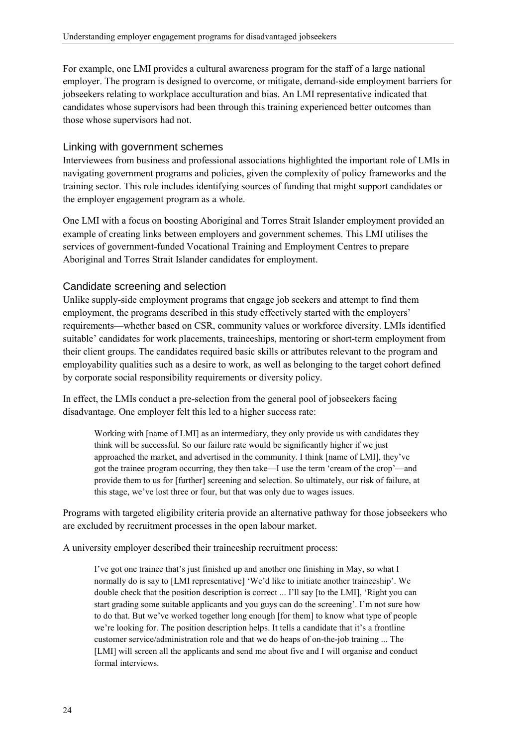For example, one LMI provides a cultural awareness program for the staff of a large national employer. The program is designed to overcome, or mitigate, demand-side employment barriers for jobseekers relating to workplace acculturation and bias. An LMI representative indicated that candidates whose supervisors had been through this training experienced better outcomes than those whose supervisors had not.

### Linking with government schemes

Interviewees from business and professional associations highlighted the important role of LMIs in navigating government programs and policies, given the complexity of policy frameworks and the training sector. This role includes identifying sources of funding that might support candidates or the employer engagement program as a whole.

One LMI with a focus on boosting Aboriginal and Torres Strait Islander employment provided an example of creating links between employers and government schemes. This LMI utilises the services of government-funded Vocational Training and Employment Centres to prepare Aboriginal and Torres Strait Islander candidates for employment.

### Candidate screening and selection

Unlike supply-side employment programs that engage job seekers and attempt to find them employment, the programs described in this study effectively started with the employers' requirements—whether based on CSR, community values or workforce diversity. LMIs identified suitable' candidates for work placements, traineeships, mentoring or short-term employment from their client groups. The candidates required basic skills or attributes relevant to the program and employability qualities such as a desire to work, as well as belonging to the target cohort defined by corporate social responsibility requirements or diversity policy.

In effect, the LMIs conduct a pre-selection from the general pool of jobseekers facing disadvantage. One employer felt this led to a higher success rate:

> Working with [name of LMI] as an intermediary, they only provide us with candidates they think will be successful. So our failure rate would be significantly higher if we just approached the market, and advertised in the community. I think [name of LMI], they've got the trainee program occurring, they then take—I use the term 'cream of the crop'—and provide them to us for [further] screening and selection. So ultimately, our risk of failure, at this stage, we've lost three or four, but that was only due to wages issues.

Programs with targeted eligibility criteria provide an alternative pathway for those jobseekers who are excluded by recruitment processes in the open labour market.

A university employer described their traineeship recruitment process:

> I've got one trainee that's just finished up and another one finishing in May, so what I normally do is say to [LMI representative] 'We'd like to initiate another traineeship'. We double check that the position description is correct ... I'll say [to the LMI], 'Right you can start grading some suitable applicants and you guys can do the screening'. I'm not sure how to do that. But we've worked together long enough [for them] to know what type of people we're looking for. The position description helps. It tells a candidate that it's a frontline customer service/administration role and that we do heaps of on-the-job training ... The [LMI] will screen all the applicants and send me about five and I will organise and conduct formal interviews.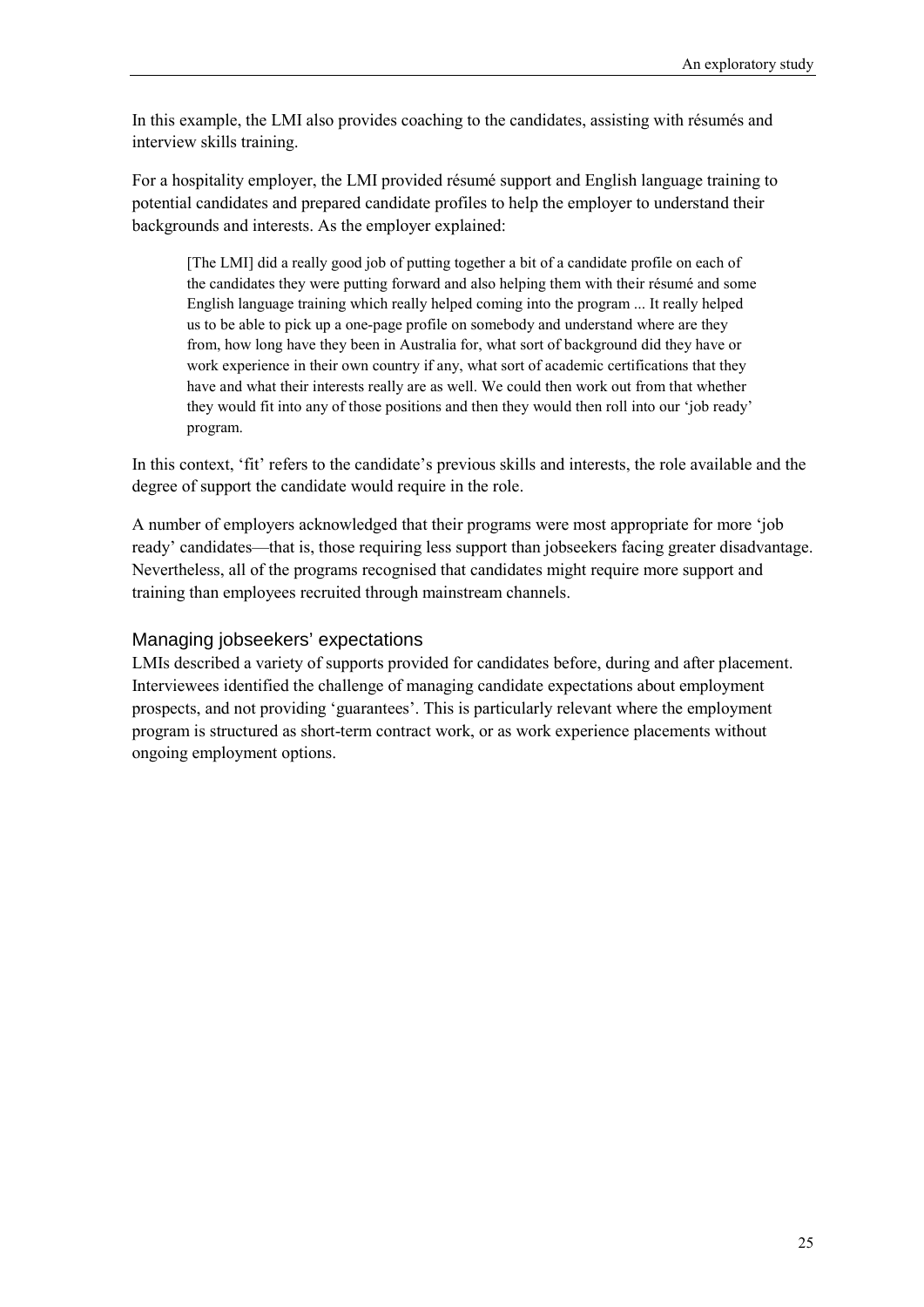In this example, the LMI also provides coaching to the candidates, assisting with résumés and interview skills training.

For a hospitality employer, the LMI provided résumé support and English language training to potential candidates and prepared candidate profiles to help the employer to understand their backgrounds and interests. As the employer explained:

> [The LMI] did a really good job of putting together a bit of a candidate profile on each of the candidates they were putting forward and also helping them with their résumé and some English language training which really helped coming into the program ... It really helped us to be able to pick up a one-page profile on somebody and understand where are they from, how long have they been in Australia for, what sort of background did they have or work experience in their own country if any, what sort of academic certifications that they have and what their interests really are as well. We could then work out from that whether they would fit into any of those positions and then they would then roll into our 'job ready' program.

In this context, 'fit' refers to the candidate's previous skills and interests, the role available and the degree of support the candidate would require in the role.

A number of employers acknowledged that their programs were most appropriate for more 'job ready' candidates—that is, those requiring less support than jobseekers facing greater disadvantage. Nevertheless, all of the programs recognised that candidates might require more support and training than employees recruited through mainstream channels.

### Managing jobseekers' expectations

LMIs described a variety of supports provided for candidates before, during and after placement. Interviewees identified the challenge of managing candidate expectations about employment prospects, and not providing 'guarantees'. This is particularly relevant where the employment program is structured as short-term contract work, or as work experience placements without ongoing employment options.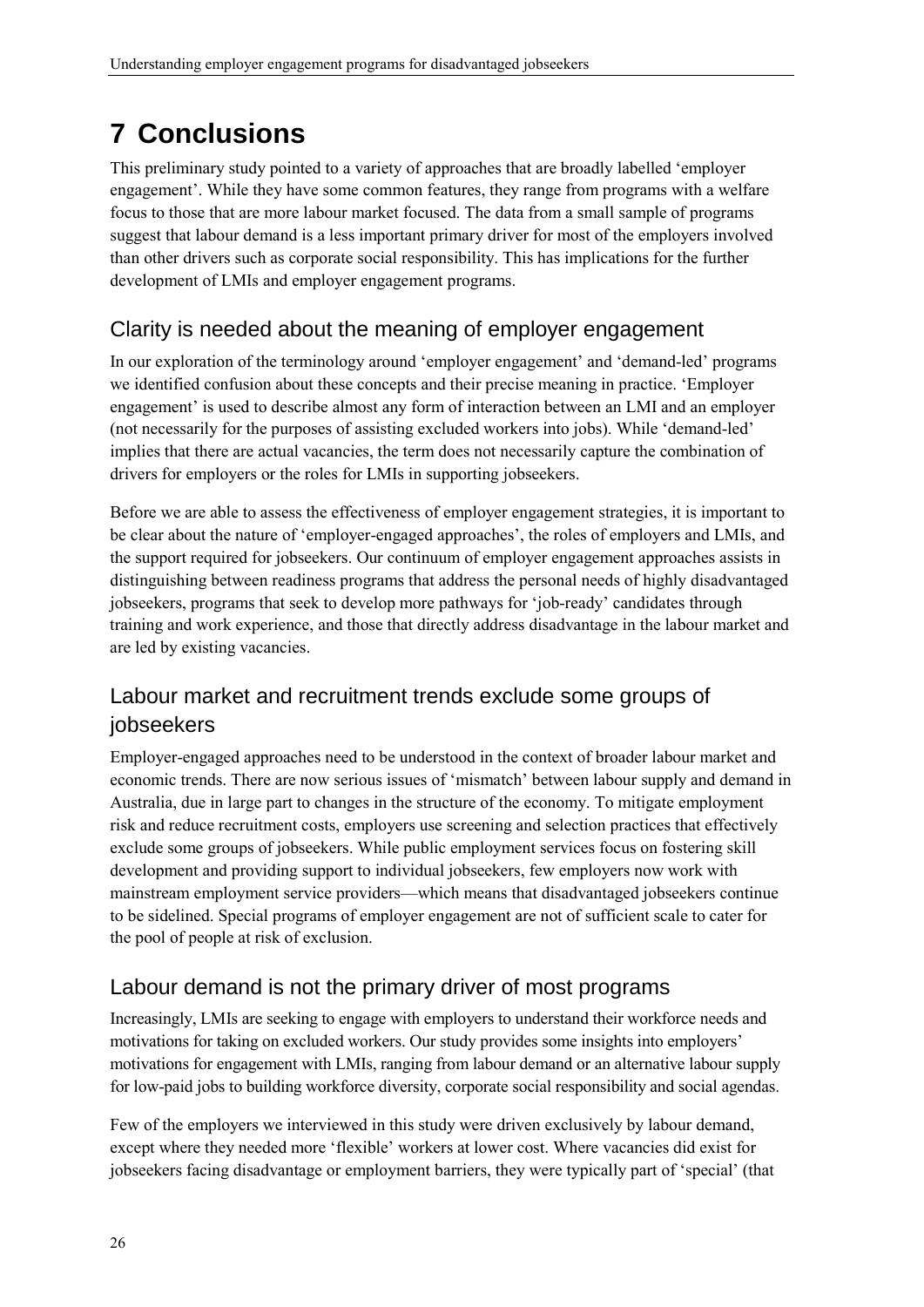# 7 Conclusions

This preliminary study pointed to a variety of approaches that are broadly labelled 'employer engagement'. While they have some common features, they range from programs with a welfare focus to those that are more labour market focused. The data from a small sample of programs suggest that labour demand is a less important primary driver for most of the employers involved than other drivers such as corporate social responsibility. This has implications for the further development of LMIs and employer engagement programs.

## Clarity is needed about the meaning of employer engagement

In our exploration of the terminology around 'employer engagement' and 'demand-led' programs we identified confusion about these concepts and their precise meaning in practice. 'Employer engagement' is used to describe almost any form of interaction between an LMI and an employer (not necessarily for the purposes of assisting excluded workers into jobs). While 'demand-led' implies that there are actual vacancies, the term does not necessarily capture the combination of drivers for employers or the roles for LMIs in supporting jobseekers.

Before we are able to assess the effectiveness of employer engagement strategies, it is important to be clear about the nature of 'employer-engaged approaches', the roles of employers and LMIs, and the support required for jobseekers. Our continuum of employer engagement approaches assists in distinguishing between readiness programs that address the personal needs of highly disadvantaged jobseekers, programs that seek to develop more pathways for 'job-ready' candidates through training and work experience, and those that directly address disadvantage in the labour market and are led by existing vacancies.

## Labour market and recruitment trends exclude some groups of jobseekers

Employer-engaged approaches need to be understood in the context of broader labour market and economic trends. There are now serious issues of 'mismatch' between labour supply and demand in Australia, due in large part to changes in the structure of the economy. To mitigate employment risk and reduce recruitment costs, employers use screening and selection practices that effectively exclude some groups of jobseekers. While public employment services focus on fostering skill development and providing support to individual jobseekers, few employers now work with mainstream employment service providers—which means that disadvantaged jobseekers continue to be sidelined. Special programs of employer engagement are not of sufficient scale to cater for the pool of people at risk of exclusion.

## Labour demand is not the primary driver of most programs

Increasingly, LMIs are seeking to engage with employers to understand their workforce needs and motivations for taking on excluded workers. Our study provides some insights into employers' motivations for engagement with LMIs, ranging from labour demand or an alternative labour supply for low-paid jobs to building workforce diversity, corporate social responsibility and social agendas.

Few of the employers we interviewed in this study were driven exclusively by labour demand, except where they needed more 'flexible' workers at lower cost. Where vacancies did exist for jobseekers facing disadvantage or employment barriers, they were typically part of 'special' (that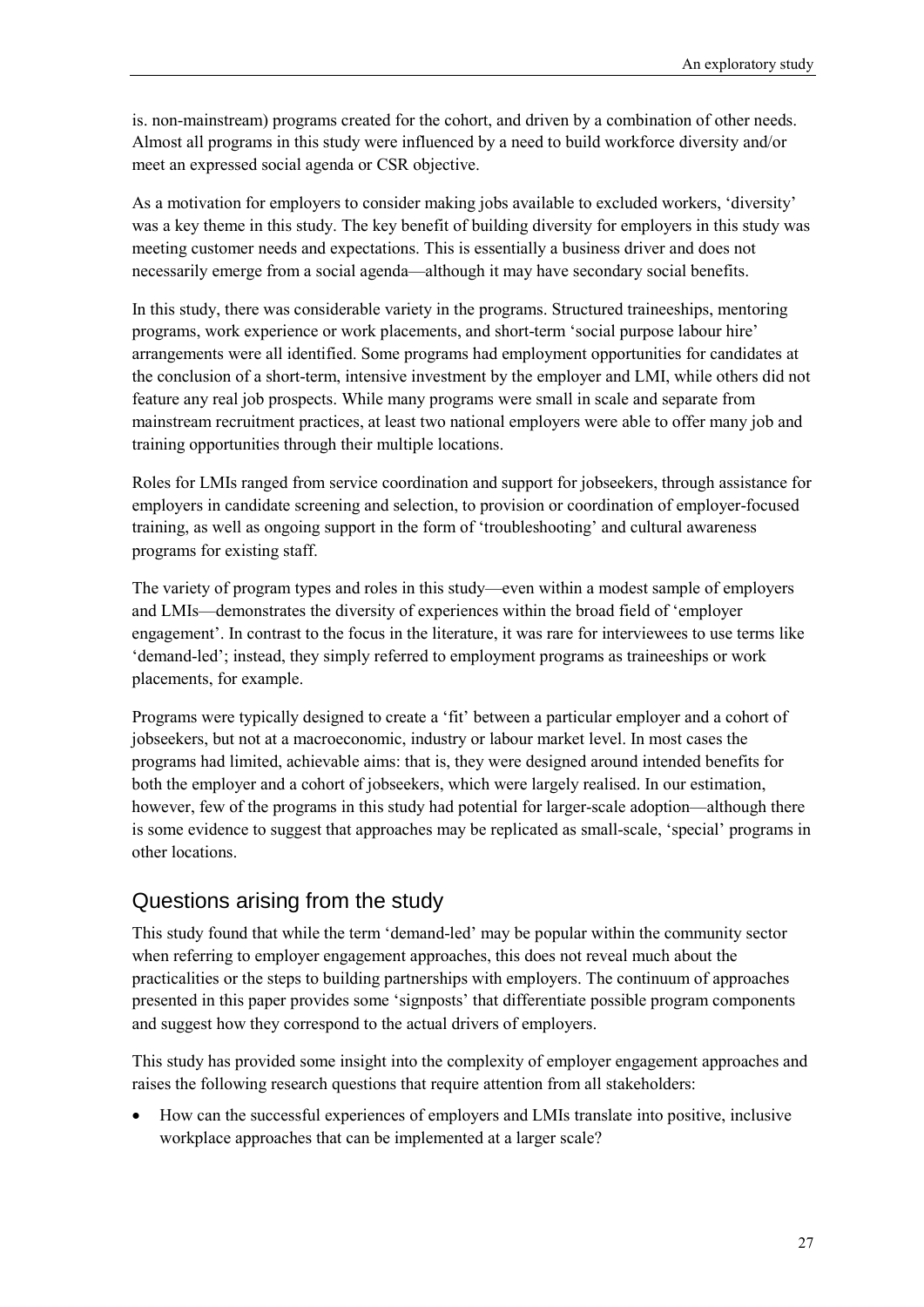is. non-mainstream) programs created for the cohort, and driven by a combination of other needs. Almost all programs in this study were influenced by a need to build workforce diversity and/or meet an expressed social agenda or CSR objective.

As a motivation for employers to consider making jobs available to excluded workers, 'diversity' was a key theme in this study. The key benefit of building diversity for employers in this study was meeting customer needs and expectations. This is essentially a business driver and does not necessarily emerge from a social agenda—although it may have secondary social benefits.

In this study, there was considerable variety in the programs. Structured traineeships, mentoring programs, work experience or work placements, and short-term 'social purpose labour hire' arrangements were all identified. Some programs had employment opportunities for candidates at the conclusion of a short-term, intensive investment by the employer and LMI, while others did not feature any real job prospects. While many programs were small in scale and separate from mainstream recruitment practices, at least two national employers were able to offer many job and training opportunities through their multiple locations.

Roles for LMIs ranged from service coordination and support for jobseekers, through assistance for employers in candidate screening and selection, to provision or coordination of employer-focused training, as well as ongoing support in the form of 'troubleshooting' and cultural awareness programs for existing staff.

The variety of program types and roles in this study—even within a modest sample of employers and LMIs—demonstrates the diversity of experiences within the broad field of 'employer engagement'. In contrast to the focus in the literature, it was rare for interviewees to use terms like 'demand-led'; instead, they simply referred to employment programs as traineeships or work placements, for example.

Programs were typically designed to create a 'fit' between a particular employer and a cohort of jobseekers, but not at a macroeconomic, industry or labour market level. In most cases the programs had limited, achievable aims: that is, they were designed around intended benefits for both the employer and a cohort of jobseekers, which were largely realised. In our estimation, however, few of the programs in this study had potential for larger-scale adoption—although there is some evidence to suggest that approaches may be replicated as small-scale, 'special' programs in other locations.

## Questions arising from the study

This study found that while the term 'demand-led' may be popular within the community sector when referring to employer engagement approaches, this does not reveal much about the practicalities or the steps to building partnerships with employers. The continuum of approaches presented in this paper provides some 'signposts' that differentiate possible program components and suggest how they correspond to the actual drivers of employers.

This study has provided some insight into the complexity of employer engagement approaches and raises the following research questions that require attention from all stakeholders:

- How can the successful experiences of employers and LMIs translate into positive, inclusive workplace approaches that can be implemented at a larger scale?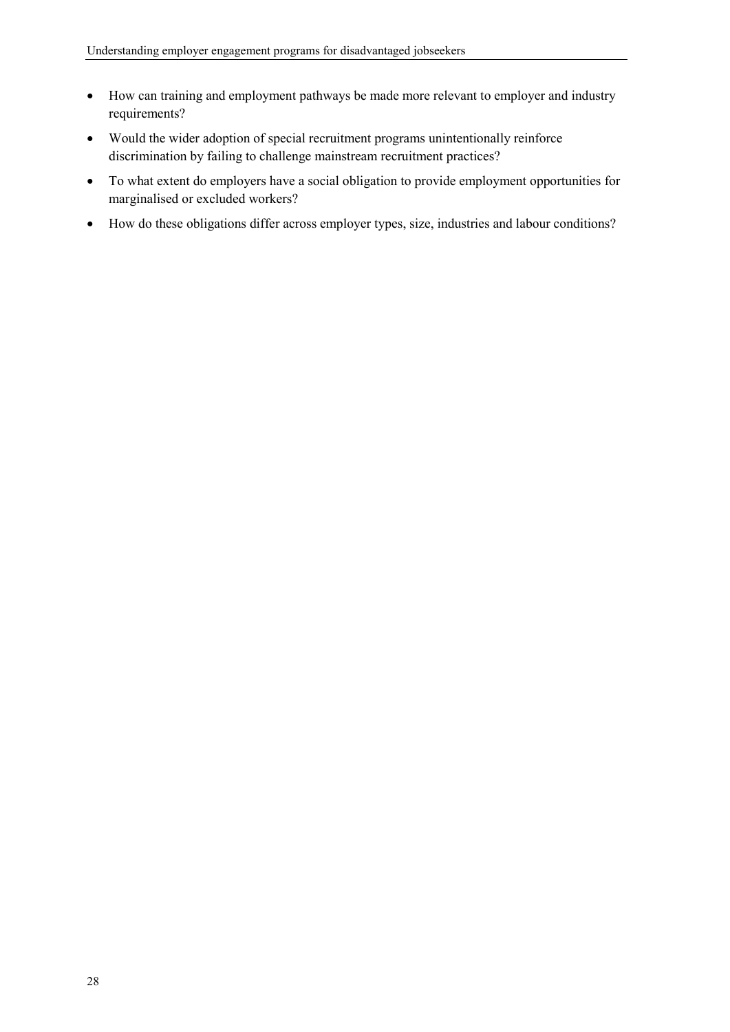- How can training and employment pathways be made more relevant to employer and industry requirements?
- Would the wider adoption of special recruitment programs unintentionally reinforce discrimination by failing to challenge mainstream recruitment practices?
- To what extent do employers have a social obligation to provide employment opportunities for marginalised or excluded workers?
- How do these obligations differ across employer types, size, industries and labour conditions?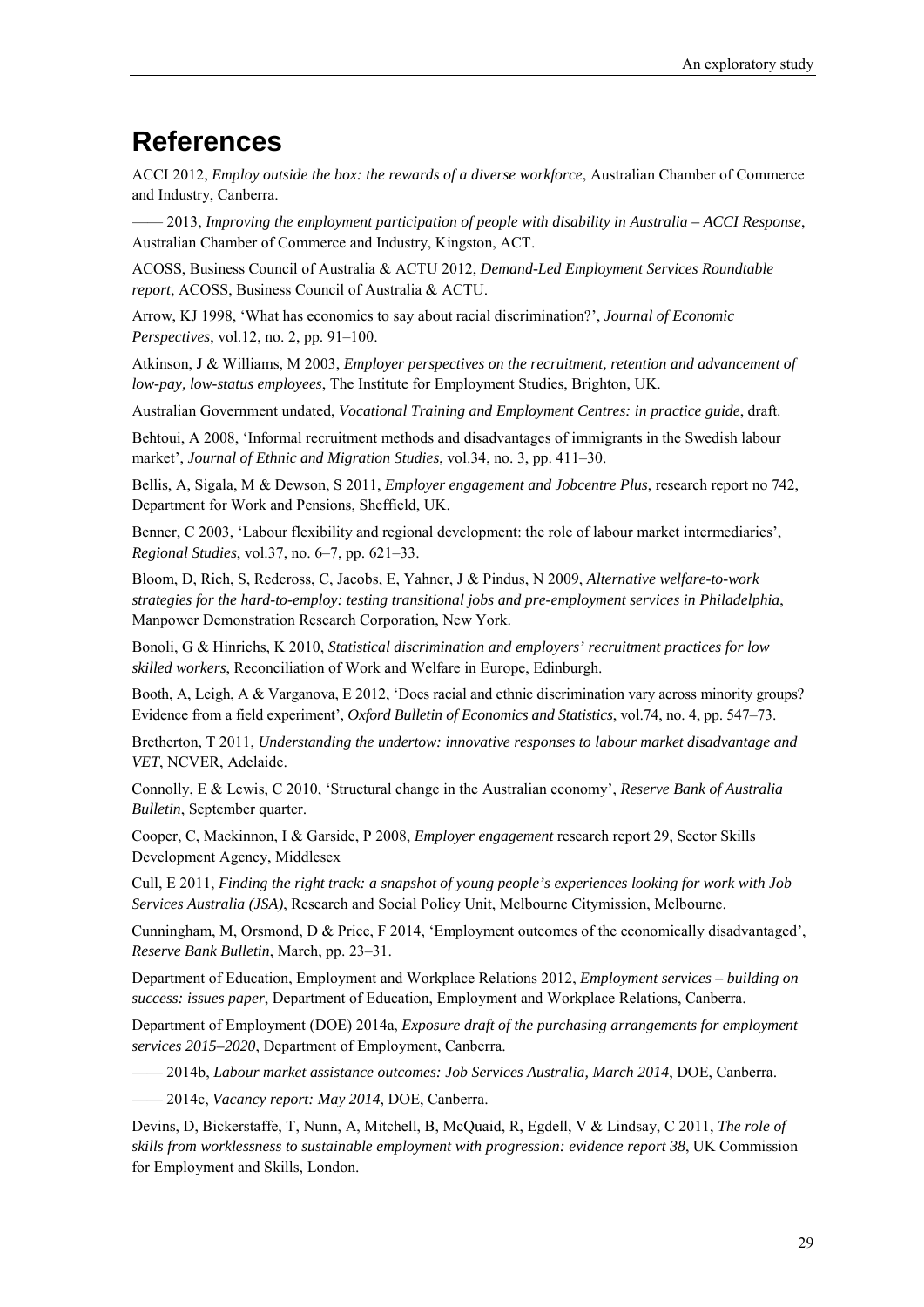# References

ACCI 2012, *Employ outside the box: the rewards of a diverse workforce*, Australian Chamber of Commerce and Industry, Canberra.

—— 2013, *Improving the employment participation of people with disability in Australia – ACCI Response*, Australian Chamber of Commerce and Industry, Kingston, ACT.

ACOSS, Business Council of Australia & ACTU 2012, *Demand-Led Employment Services Roundtable report*, ACOSS, Business Council of Australia & ACTU.

Arrow, KJ 1998, 'What has economics to say about racial discrimination?', *Journal of Economic Perspectives*, vol.12, no. 2, pp. 91–100.

Atkinson, J & Williams, M 2003, *Employer perspectives on the recruitment, retention and advancement of low-pay, low-status employees*, The Institute for Employment Studies, Brighton, UK.

Australian Government undated, *Vocational Training and Employment Centres: in practice guide*, draft.

Behtoui, A 2008, 'Informal recruitment methods and disadvantages of immigrants in the Swedish labour market', *Journal of Ethnic and Migration Studies*, vol.34, no. 3, pp. 411–30.

Bellis, A, Sigala, M & Dewson, S 2011, *Employer engagement and Jobcentre Plus*, research report no 742, Department for Work and Pensions, Sheffield, UK.

Benner, C 2003, 'Labour flexibility and regional development: the role of labour market intermediaries', *Regional Studies*, vol.37, no. 6–7, pp. 621–33.

Bloom, D, Rich, S, Redcross, C, Jacobs, E, Yahner, J & Pindus, N 2009, *Alternative welfare-to-work strategies for the hard-to-employ: testing transitional jobs and pre-employment services in Philadelphia*, Manpower Demonstration Research Corporation, New York.

Bonoli, G & Hinrichs, K 2010, *Statistical discrimination and employers' recruitment practices for low skilled workers*, Reconciliation of Work and Welfare in Europe, Edinburgh.

Booth, A, Leigh, A & Varganova, E 2012, 'Does racial and ethnic discrimination vary across minority groups? Evidence from a field experiment', *Oxford Bulletin of Economics and Statistics*, vol.74, no. 4, pp. 547–73.

Bretherton, T 2011, *Understanding the undertow: innovative responses to labour market disadvantage and VET*, NCVER, Adelaide.

Connolly, E & Lewis, C 2010, 'Structural change in the Australian economy', *Reserve Bank of Australia Bulletin*, September quarter.

Cooper, C, Mackinnon, I & Garside, P 2008, *Employer engagement* research report 29, Sector Skills Development Agency, Middlesex

Cull, E 2011, *Finding the right track: a snapshot of young people's experiences looking for work with Job Services Australia (JSA)*, Research and Social Policy Unit, Melbourne Citymission, Melbourne.

Cunningham, M, Orsmond, D & Price, F 2014, 'Employment outcomes of the economically disadvantaged', *Reserve Bank Bulletin*, March, pp. 23–31.

Department of Education, Employment and Workplace Relations 2012, *Employment services – building on success: issues paper*, Department of Education, Employment and Workplace Relations, Canberra.

Department of Employment (DOE) 2014a, *Exposure draft of the purchasing arrangements for employment services 2015–2020*, Department of Employment, Canberra.

—— 2014b, *Labour market assistance outcomes: Job Services Australia, March 2014*, DOE, Canberra.

—— 2014c, *Vacancy report: May 2014*, DOE, Canberra.

Devins, D, Bickerstaffe, T, Nunn, A, Mitchell, B, McQuaid, R, Egdell, V & Lindsay, C 2011, *The role of skills from worklessness to sustainable employment with progression: evidence report 38*, UK Commission for Employment and Skills, London.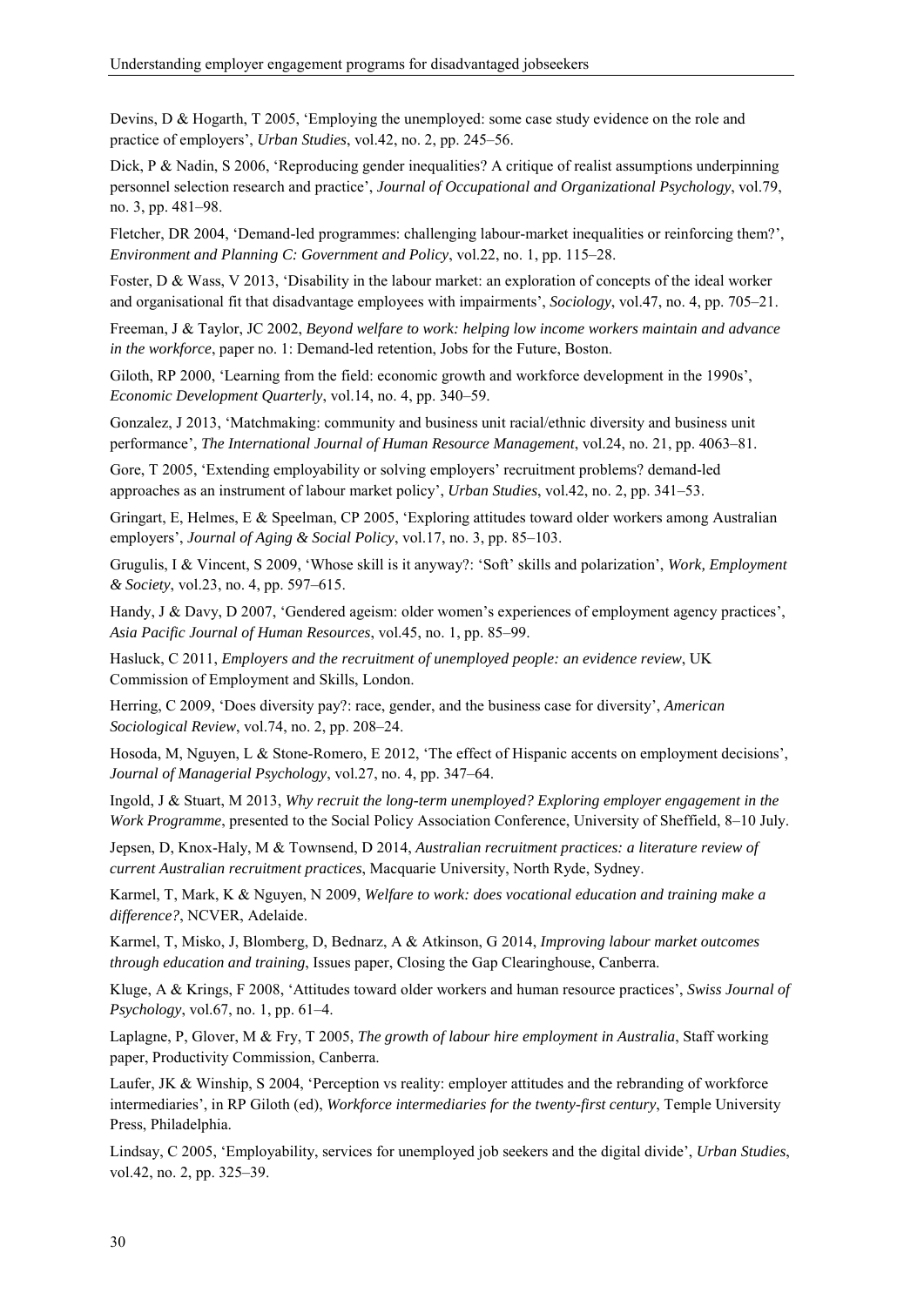Devins, D & Hogarth, T 2005, 'Employing the unemployed: some case study evidence on the role and practice of employers', *Urban Studies*, vol.42, no. 2, pp. 245–56.

Dick, P & Nadin, S 2006, 'Reproducing gender inequalities? A critique of realist assumptions underpinning personnel selection research and practice', *Journal of Occupational and Organizational Psychology*, vol.79, no. 3, pp. 481–98.

Fletcher, DR 2004, 'Demand-led programmes: challenging labour-market inequalities or reinforcing them?', *Environment and Planning C: Government and Policy*, vol.22, no. 1, pp. 115–28.

Foster, D & Wass, V 2013, 'Disability in the labour market: an exploration of concepts of the ideal worker and organisational fit that disadvantage employees with impairments', *Sociology*, vol.47, no. 4, pp. 705–21.

Freeman, J & Taylor, JC 2002, *Beyond welfare to work: helping low income workers maintain and advance in the workforce*, paper no. 1: Demand-led retention, Jobs for the Future, Boston.

Giloth, RP 2000, 'Learning from the field: economic growth and workforce development in the 1990s', *Economic Development Quarterly*, vol.14, no. 4, pp. 340–59.

Gonzalez, J 2013, 'Matchmaking: community and business unit racial/ethnic diversity and business unit performance', *The International Journal of Human Resource Management*, vol.24, no. 21, pp. 4063–81.

Gore, T 2005, 'Extending employability or solving employers' recruitment problems? demand-led approaches as an instrument of labour market policy', *Urban Studies*, vol.42, no. 2, pp. 341–53.

Gringart, E, Helmes, E & Speelman, CP 2005, 'Exploring attitudes toward older workers among Australian employers', *Journal of Aging & Social Policy*, vol.17, no. 3, pp. 85–103.

Grugulis, I & Vincent, S 2009, 'Whose skill is it anyway?: 'Soft' skills and polarization', *Work, Employment & Society*, vol.23, no. 4, pp. 597–615.

Handy, J & Davy, D 2007, 'Gendered ageism: older women's experiences of employment agency practices', *Asia Pacific Journal of Human Resources*, vol.45, no. 1, pp. 85–99.

Hasluck, C 2011, *Employers and the recruitment of unemployed people: an evidence review*, UK Commission of Employment and Skills, London.

Herring, C 2009, 'Does diversity pay?: race, gender, and the business case for diversity', *American Sociological Review*, vol.74, no. 2, pp. 208–24.

Hosoda, M, Nguyen, L & Stone-Romero, E 2012, 'The effect of Hispanic accents on employment decisions', *Journal of Managerial Psychology*, vol.27, no. 4, pp. 347–64.

Ingold, J & Stuart, M 2013, *Why recruit the long-term unemployed? Exploring employer engagement in the Work Programme*, presented to the Social Policy Association Conference, University of Sheffield, 8–10 July.

Jepsen, D, Knox-Haly, M & Townsend, D 2014, *Australian recruitment practices: a literature review of current Australian recruitment practices*, Macquarie University, North Ryde, Sydney.

Karmel, T, Mark, K & Nguyen, N 2009, *Welfare to work: does vocational education and training make a difference?*, NCVER, Adelaide.

Karmel, T, Misko, J, Blomberg, D, Bednarz, A & Atkinson, G 2014, *Improving labour market outcomes through education and training*, Issues paper, Closing the Gap Clearinghouse, Canberra.

Kluge, A & Krings, F 2008, 'Attitudes toward older workers and human resource practices', *Swiss Journal of Psychology*, vol.67, no. 1, pp. 61–4.

Laplagne, P, Glover, M & Fry, T 2005, *The growth of labour hire employment in Australia*, Staff working paper, Productivity Commission, Canberra.

Laufer, JK & Winship, S 2004, 'Perception vs reality: employer attitudes and the rebranding of workforce intermediaries', in RP Giloth (ed), *Workforce intermediaries for the twenty-first century*, Temple University Press, Philadelphia.

Lindsay, C 2005, 'Employability, services for unemployed job seekers and the digital divide', *Urban Studies*, vol.42, no. 2, pp. 325–39.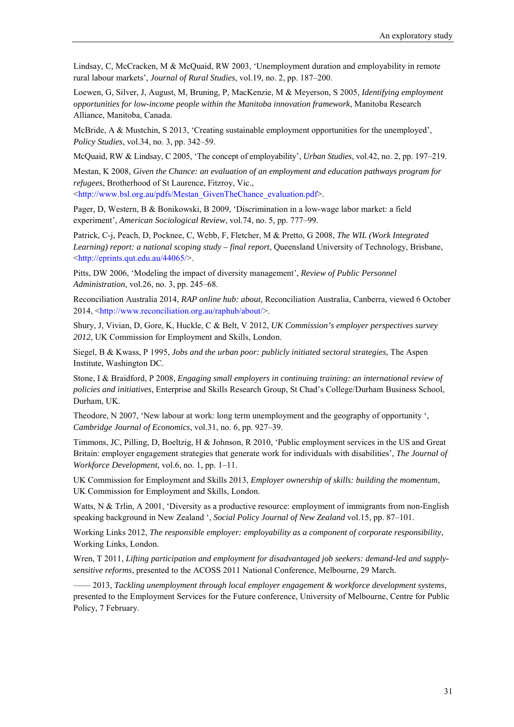Lindsay, C, McCracken, M & McQuaid, RW 2003, 'Unemployment duration and employability in remote rural labour markets', *Journal of Rural Studies*, vol.19, no. 2, pp. 187–200.

Loewen, G, Silver, J, August, M, Bruning, P, MacKenzie, M & Meyerson, S 2005, *Identifying employment opportunities for low-income people within the Manitoba innovation framework*, Manitoba Research Alliance, Manitoba, Canada.

McBride, A & Mustchin, S 2013, 'Creating sustainable employment opportunities for the unemployed', *Policy Studies*, vol.34, no. 3, pp. 342–59.

McQuaid, RW & Lindsay, C 2005, 'The concept of employability', *Urban Studies*, vol.42, no. 2, pp. 197–219.

Mestan, K 2008, *Given the Chance: an evaluation of an employment and education pathways program for refugees*, Brotherhood of St Laurence, Fitzroy, Vic., <http://www.bsl.org.au/pdfs/Mestan_GivenTheChance_evaluation.pdf>.

Pager, D, Western, B & Bonikowski, B 2009, 'Discrimination in a low-wage labor market: a field experiment', *American Sociological Review*, vol.74, no. 5, pp. 777–99.

Patrick, C-j, Peach, D, Pocknee, C, Webb, F, Fletcher, M & Pretto, G 2008, *The WIL (Work Integrated Learning) report: a national scoping study – final report*, Queensland University of Technology, Brisbane, <http://eprints.qut.edu.au/44065/>.

Pitts, DW 2006, 'Modeling the impact of diversity management', *Review of Public Personnel Administration*, vol.26, no. 3, pp. 245–68.

Reconciliation Australia 2014, *RAP online hub: about*, Reconciliation Australia, Canberra, viewed 6 October 2014, <http://www.reconciliation.org.au/raphub/about/>.

Shury, J, Vivian, D, Gore, K, Huckle, C & Belt, V 2012, *UK Commission's employer perspectives survey 2012*, UK Commission for Employment and Skills, London.

Siegel, B & Kwass, P 1995, *Jobs and the urban poor: publicly initiated sectoral strategies*, The Aspen Institute, Washington DC.

Stone, I & Braidford, P 2008, *Engaging small employers in continuing training: an international review of policies and initiatives*, Enterprise and Skills Research Group, St Chad's College/Durham Business School, Durham, UK.

Theodore, N 2007, 'New labour at work: long term unemployment and the geography of opportunity ', *Cambridge Journal of Economics*, vol.31, no. 6, pp. 927–39.

Timmons, JC, Pilling, D, Boeltzig, H & Johnson, R 2010, 'Public employment services in the US and Great Britain: employer engagement strategies that generate work for individuals with disabilities', *The Journal of Workforce Development*, vol.6, no. 1, pp. 1–11.

UK Commission for Employment and Skills 2013, *Employer ownership of skills: building the momentum*, UK Commission for Employment and Skills, London.

Watts, N & Trlin, A 2001, 'Diversity as a productive resource: employment of immigrants from non-English speaking background in New Zealand ', *Social Policy Journal of New Zealand* vol.15, pp. 87–101.

Working Links 2012, *The responsible employer: employability as a component of corporate responsibility*, Working Links, London.

Wren, T 2011, *Lifting participation and employment for disadvantaged job seekers: demand-led and supply-sensitive reforms*, presented to the ACOSS 2011 National Conference, Melbourne, 29 March.

—— 2013, *Tackling unemployment through local employer engagement & workforce development systems*, presented to the Employment Services for the Future conference, University of Melbourne, Centre for Public Policy, 7 February.